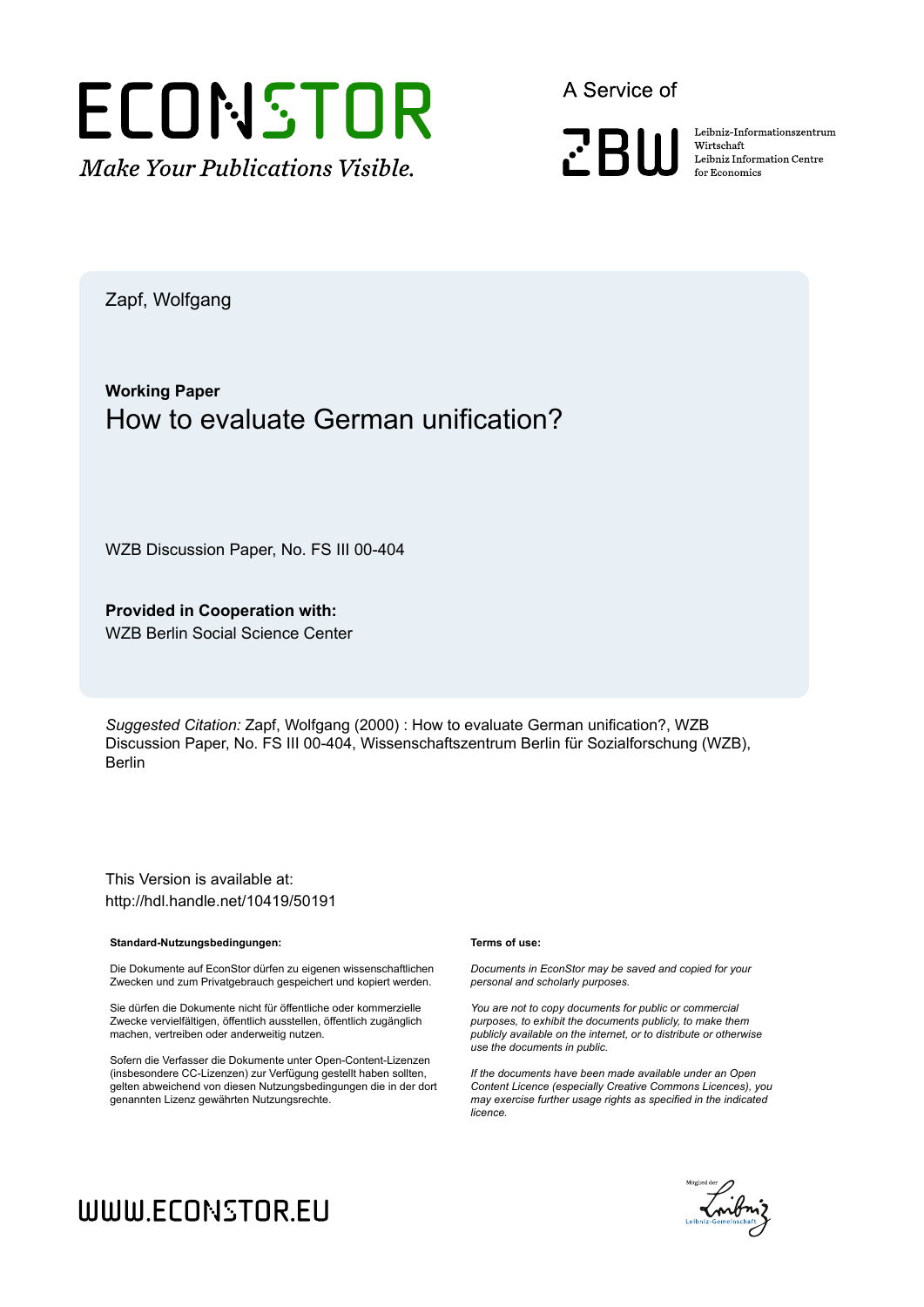Zapf, Wolfgang

**Working Paper**

# How to evaluate German unification?

WZB Discussion Paper, No. FS III 00-404

**Provided in Cooperation with:**
WZB Berlin Social Science Center

*Suggested Citation:* Zapf, Wolfgang (2000) : How to evaluate German unification?, WZB Discussion Paper, No. FS III 00-404, Wissenschaftszentrum Berlin für Sozialforschung (WZB), Berlin

This Version is available at:
http://hdl.handle.net/10419/50191

**Standard-Nutzungsbedingungen:**

Die Dokumente auf EconStor dürfen zu eigenen wissenschaftlichen Zwecken und zum Privatgebrauch gespeichert und kopiert werden.

Sie dürfen die Dokumente nicht für öffentliche oder kommerzielle Zwecke vervielfältigen, öffentlich ausstellen, öffentlich zugänglich machen, vertreiben oder anderweitig nutzen.

Sofern die Verfasser die Dokumente unter Open-Content-Lizenzen (insbesondere CC-Lizenzen) zur Verfügung gestellt haben sollten, gelten abweichend von diesen Nutzungsbedingungen die in der dort genannten Lizenz gewährten Nutzungsrechte.

**Terms of use:**

*Documents in EconStor may be saved and copied for your personal and scholarly purposes.*

*You are not to copy documents for public or commercial purposes, to exhibit the documents publicly, to make them publicly available on the internet, or to distribute or otherwise use the documents in public.*

*If the documents have been made available under an Open Content Licence (especially Creative Commons Licences), you may exercise further usage rights as specified in the indicated licence.*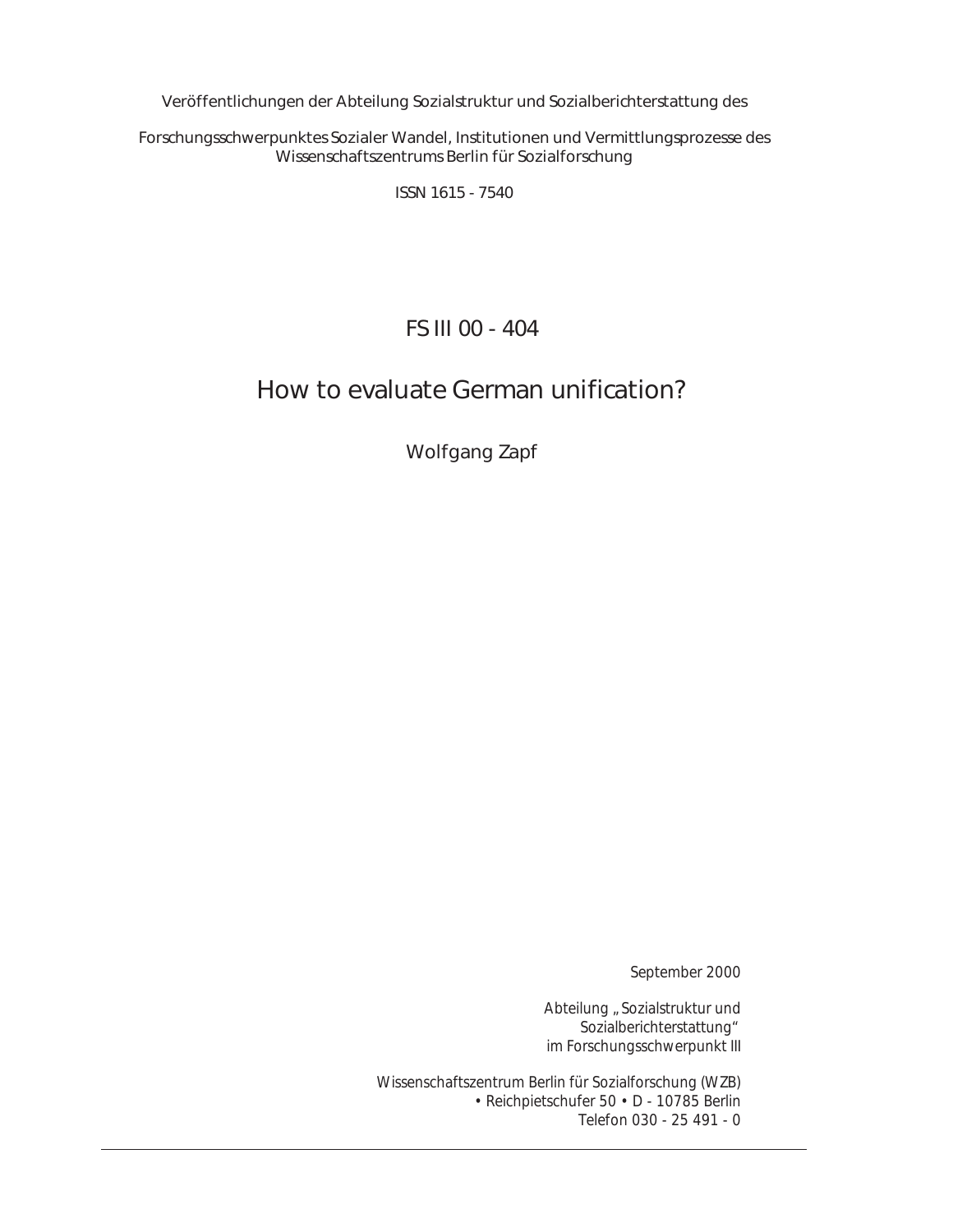Veröffentlichungen der Abteilung Sozialstruktur und Sozialberichterstattung des

Forschungsschwerpunktes Sozialer Wandel, Institutionen und Vermittlungsprozesse des Wissenschaftszentrums Berlin für Sozialforschung

ISSN 1615 - 7540

FS III 00 - 404

# How to evaluate German unification?

Wolfgang Zapf

September 2000

Abteilung „Sozialstruktur und Sozialberichterstattung"
im Forschungsschwerpunkt III

Wissenschaftszentrum Berlin für Sozialforschung (WZB)
• Reichpietschufer 50 • D - 10785 Berlin
Telefon 030 - 25 491 - 0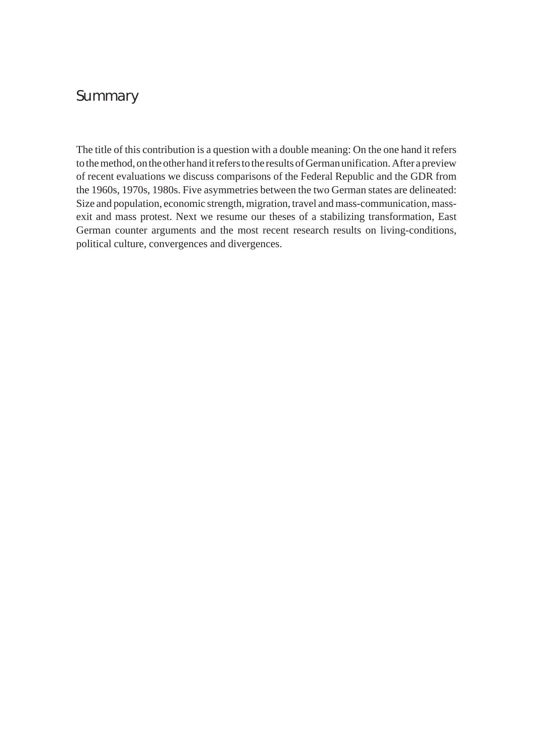# Summary

The title of this contribution is a question with a double meaning: On the one hand it refers to the method, on the other hand it refers to the results of German unification. After a preview of recent evaluations we discuss comparisons of the Federal Republic and the GDR from the 1960s, 1970s, 1980s. Five asymmetries between the two German states are delineated: Size and population, economic strength, migration, travel and mass-communication, mass-exit and mass protest. Next we resume our theses of a stabilizing transformation, East German counter arguments and the most recent research results on living-conditions, political culture, convergences and divergences.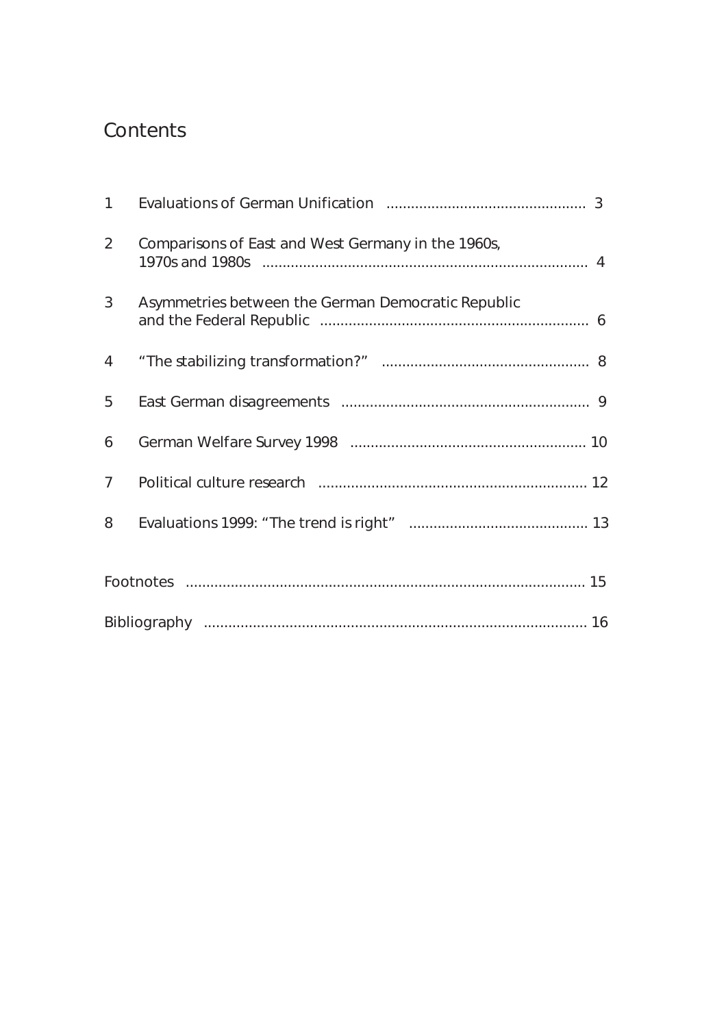# Contents

1 Evaluations of German Unification ................................................ 3

2 Comparisons of East and West Germany in the 1960s, 1970s and 1980s ............................................................................... 4

3 Asymmetries between the German Democratic Republic and the Federal Republic ................................................................. 6

4 "The stabilizing transformation?" .................................................. 8

5 East German disagreements ............................................................ 9

6 German Welfare Survey 1998 ......................................................... 10

7 Political culture research ................................................................. 12

8 Evaluations 1999: "The trend is right" ........................................... 13

Footnotes ................................................................................................ 15

Bibliography ............................................................................................ 16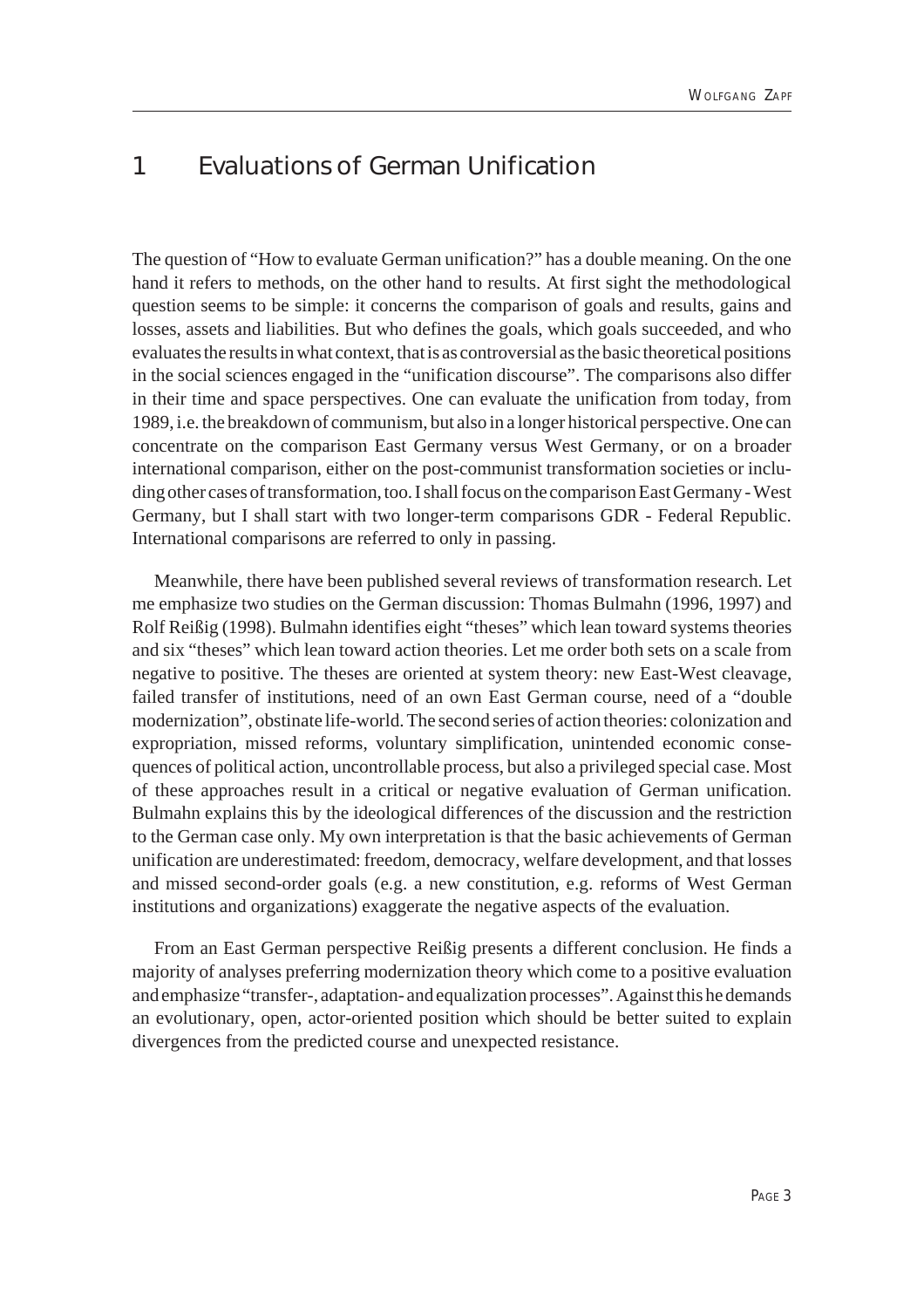# 1 Evaluations of German Unification

The question of "How to evaluate German unification?" has a double meaning. On the one hand it refers to methods, on the other hand to results. At first sight the methodological question seems to be simple: it concerns the comparison of goals and results, gains and losses, assets and liabilities. But who defines the goals, which goals succeeded, and who evaluates the results in what context, that is as controversial as the basic theoretical positions in the social sciences engaged in the "unification discourse". The comparisons also differ in their time and space perspectives. One can evaluate the unification from today, from 1989, i.e. the breakdown of communism, but also in a longer historical perspective. One can concentrate on the comparison East Germany versus West Germany, or on a broader international comparison, either on the post-communist transformation societies or including other cases of transformation, too. I shall focus on the comparison East Germany - West Germany, but I shall start with two longer-term comparisons GDR - Federal Republic. International comparisons are referred to only in passing.

Meanwhile, there have been published several reviews of transformation research. Let me emphasize two studies on the German discussion: Thomas Bulmahn (1996, 1997) and Rolf Reißig (1998). Bulmahn identifies eight "theses" which lean toward systems theories and six "theses" which lean toward action theories. Let me order both sets on a scale from negative to positive. The theses are oriented at system theory: new East-West cleavage, failed transfer of institutions, need of an own East German course, need of a "double modernization", obstinate life-world. The second series of action theories: colonization and expropriation, missed reforms, voluntary simplification, unintended economic consequences of political action, uncontrollable process, but also a privileged special case. Most of these approaches result in a critical or negative evaluation of German unification. Bulmahn explains this by the ideological differences of the discussion and the restriction to the German case only. My own interpretation is that the basic achievements of German unification are underestimated: freedom, democracy, welfare development, and that losses and missed second-order goals (e.g. a new constitution, e.g. reforms of West German institutions and organizations) exaggerate the negative aspects of the evaluation.

From an East German perspective Reißig presents a different conclusion. He finds a majority of analyses preferring modernization theory which come to a positive evaluation and emphasize "transfer-, adaptation- and equalization processes". Against this he demands an evolutionary, open, actor-oriented position which should be better suited to explain divergences from the predicted course and unexpected resistance.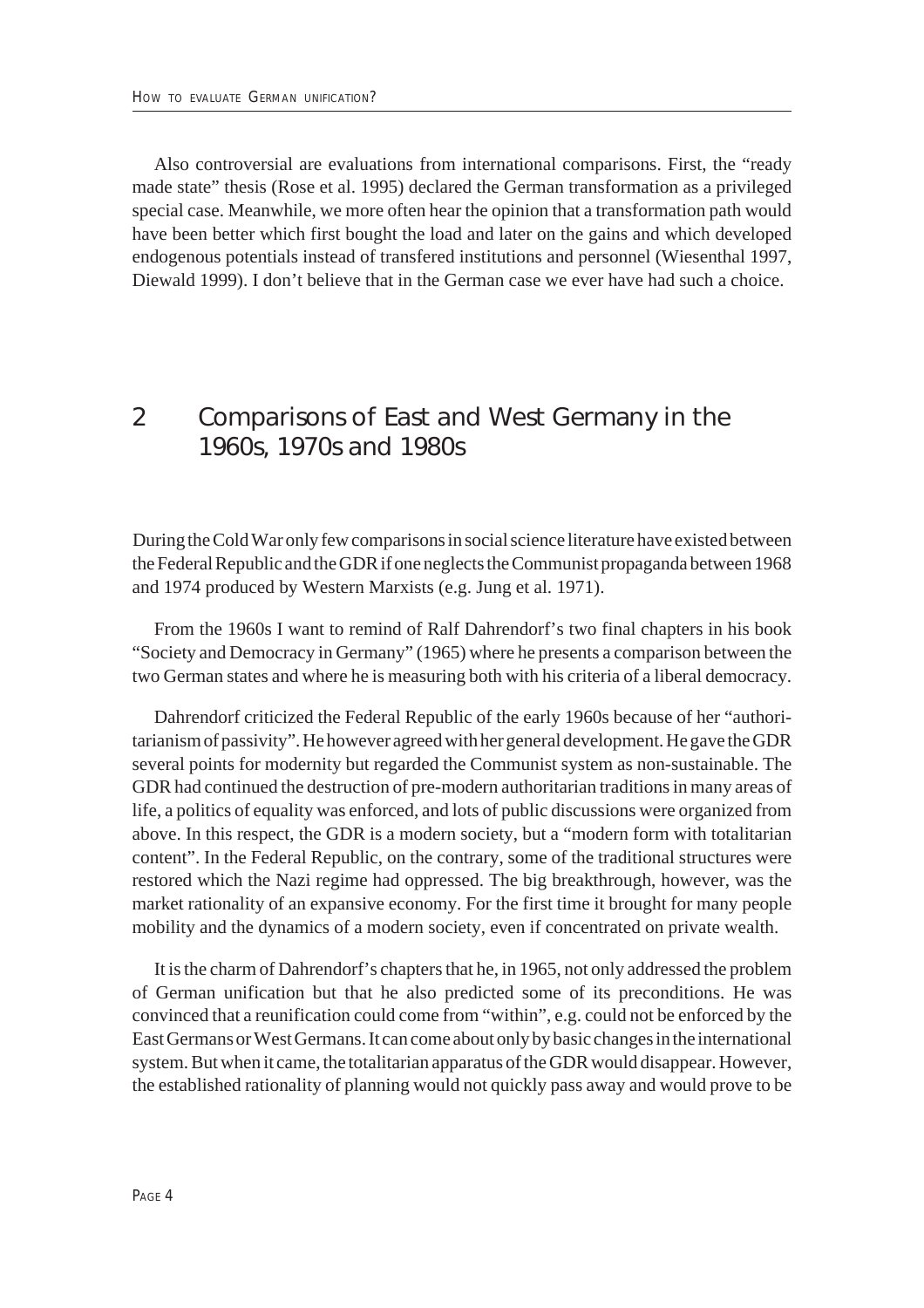Also controversial are evaluations from international comparisons. First, the "ready made state" thesis (Rose et al. 1995) declared the German transformation as a privileged special case. Meanwhile, we more often hear the opinion that a transformation path would have been better which first bought the load and later on the gains and which developed endogenous potentials instead of transfered institutions and personnel (Wiesenthal 1997, Diewald 1999). I don't believe that in the German case we ever have had such a choice.

## 2 Comparisons of East and West Germany in the 1960s, 1970s and 1980s

During the Cold War only few comparisons in social science literature have existed between the Federal Republic and the GDR if one neglects the Communist propaganda between 1968 and 1974 produced by Western Marxists (e.g. Jung et al. 1971).

From the 1960s I want to remind of Ralf Dahrendorf's two final chapters in his book "Society and Democracy in Germany" (1965) where he presents a comparison between the two German states and where he is measuring both with his criteria of a liberal democracy.

Dahrendorf criticized the Federal Republic of the early 1960s because of her "authoritarianism of passivity". He however agreed with her general development. He gave the GDR several points for modernity but regarded the Communist system as non-sustainable. The GDR had continued the destruction of pre-modern authoritarian traditions in many areas of life, a politics of equality was enforced, and lots of public discussions were organized from above. In this respect, the GDR is a modern society, but a "modern form with totalitarian content". In the Federal Republic, on the contrary, some of the traditional structures were restored which the Nazi regime had oppressed. The big breakthrough, however, was the market rationality of an expansive economy. For the first time it brought for many people mobility and the dynamics of a modern society, even if concentrated on private wealth.

It is the charm of Dahrendorf's chapters that he, in 1965, not only addressed the problem of German unification but that he also predicted some of its preconditions. He was convinced that a reunification could come from "within", e.g. could not be enforced by the East Germans or West Germans. It can come about only by basic changes in the international system. But when it came, the totalitarian apparatus of the GDR would disappear. However, the established rationality of planning would not quickly pass away and would prove to be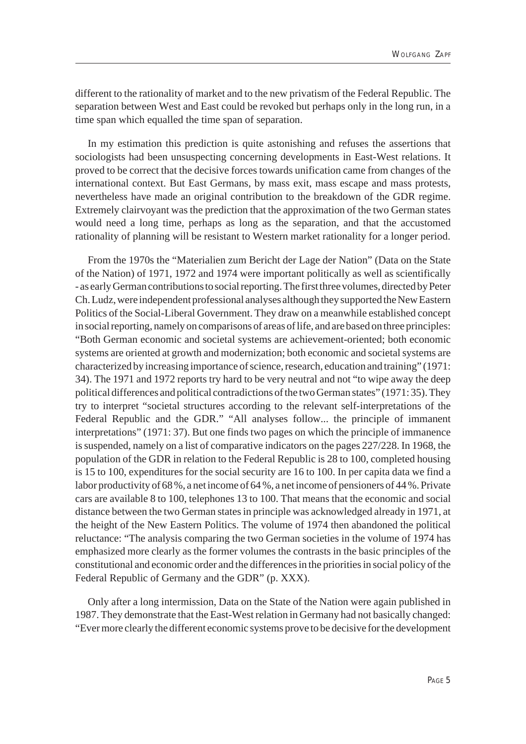different to the rationality of market and to the new privatism of the Federal Republic. The separation between West and East could be revoked but perhaps only in the long run, in a time span which equalled the time span of separation.

In my estimation this prediction is quite astonishing and refuses the assertions that sociologists had been unsuspecting concerning developments in East-West relations. It proved to be correct that the decisive forces towards unification came from changes of the international context. But East Germans, by mass exit, mass escape and mass protests, nevertheless have made an original contribution to the breakdown of the GDR regime. Extremely clairvoyant was the prediction that the approximation of the two German states would need a long time, perhaps as long as the separation, and that the accustomed rationality of planning will be resistant to Western market rationality for a longer period.

From the 1970s the "Materialien zum Bericht der Lage der Nation" (Data on the State of the Nation) of 1971, 1972 and 1974 were important politically as well as scientifically - as early German contributions to social reporting. The first three volumes, directed by Peter Ch. Ludz, were independent professional analyses although they supported the New Eastern Politics of the Social-Liberal Government. They draw on a meanwhile established concept in social reporting, namely on comparisons of areas of life, and are based on three principles: "Both German economic and societal systems are achievement-oriented; both economic systems are oriented at growth and modernization; both economic and societal systems are characterized by increasing importance of science, research, education and training" (1971: 34). The 1971 and 1972 reports try hard to be very neutral and not "to wipe away the deep political differences and political contradictions of the two German states" (1971: 35). They try to interpret "societal structures according to the relevant self-interpretations of the Federal Republic and the GDR." "All analyses follow... the principle of immanent interpretations" (1971: 37). But one finds two pages on which the principle of immanence is suspended, namely on a list of comparative indicators on the pages 227/228. In 1968, the population of the GDR in relation to the Federal Republic is 28 to 100, completed housing is 15 to 100, expenditures for the social security are 16 to 100. In per capita data we find a labor productivity of 68 %, a net income of 64 %, a net income of pensioners of 44 %. Private cars are available 8 to 100, telephones 13 to 100. That means that the economic and social distance between the two German states in principle was acknowledged already in 1971, at the height of the New Eastern Politics. The volume of 1974 then abandoned the political reluctance: "The analysis comparing the two German societies in the volume of 1974 has emphasized more clearly as the former volumes the contrasts in the basic principles of the constitutional and economic order and the differences in the priorities in social policy of the Federal Republic of Germany and the GDR" (p. XXX).

Only after a long intermission, Data on the State of the Nation were again published in 1987. They demonstrate that the East-West relation in Germany had not basically changed: "Ever more clearly the different economic systems prove to be decisive for the development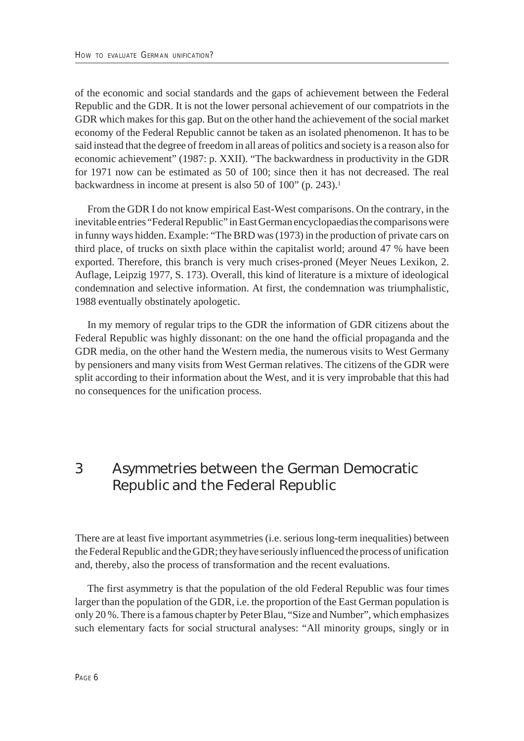of the economic and social standards and the gaps of achievement between the Federal Republic and the GDR. It is not the lower personal achievement of our compatriots in the GDR which makes for this gap. But on the other hand the achievement of the social market economy of the Federal Republic cannot be taken as an isolated phenomenon. It has to be said instead that the degree of freedom in all areas of politics and society is a reason also for economic achievement" (1987: p. XXII). "The backwardness in productivity in the GDR for 1971 now can be estimated as 50 of 100; since then it has not decreased. The real backwardness in income at present is also 50 of 100" (p. 243).[1]

From the GDR I do not know empirical East-West comparisons. On the contrary, in the inevitable entries "Federal Republic" in East German encyclopaedias the comparisons were in funny ways hidden. Example: "The BRD was (1973) in the production of private cars on third place, of trucks on sixth place within the capitalist world; around 47 % have been exported. Therefore, this branch is very much crises-proned (Meyer Neues Lexikon, 2. Auflage, Leipzig 1977, S. 173). Overall, this kind of literature is a mixture of ideological condemnation and selective information. At first, the condemnation was triumphalistic, 1988 eventually obstinately apologetic.

In my memory of regular trips to the GDR the information of GDR citizens about the Federal Republic was highly dissonant: on the one hand the official propaganda and the GDR media, on the other hand the Western media, the numerous visits to West Germany by pensioners and many visits from West German relatives. The citizens of the GDR were split according to their information about the West, and it is very improbable that this had no consequences for the unification process.

## 3 Asymmetries between the German Democratic Republic and the Federal Republic

There are at least five important asymmetries (i.e. serious long-term inequalities) between the Federal Republic and the GDR; they have seriously influenced the process of unification and, thereby, also the process of transformation and the recent evaluations.

The first asymmetry is that the population of the old Federal Republic was four times larger than the population of the GDR, i.e. the proportion of the East German population is only 20 %. There is a famous chapter by Peter Blau, "Size and Number", which emphasizes such elementary facts for social structural analyses: "All minority groups, singly or in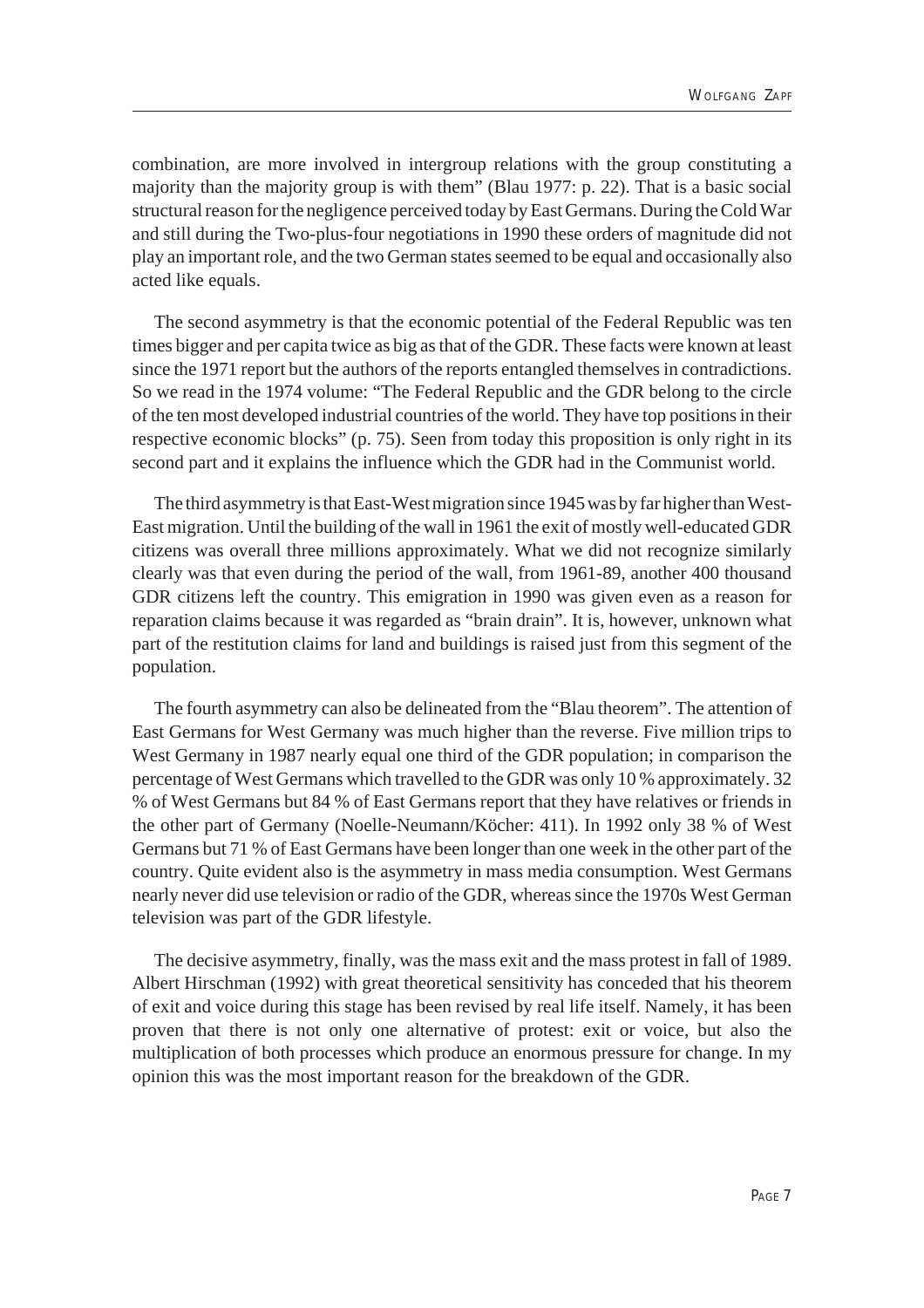combination, are more involved in intergroup relations with the group constituting a majority than the majority group is with them" (Blau 1977: p. 22). That is a basic social structural reason for the negligence perceived today by East Germans. During the Cold War and still during the Two-plus-four negotiations in 1990 these orders of magnitude did not play an important role, and the two German states seemed to be equal and occasionally also acted like equals.

The second asymmetry is that the economic potential of the Federal Republic was ten times bigger and per capita twice as big as that of the GDR. These facts were known at least since the 1971 report but the authors of the reports entangled themselves in contradictions. So we read in the 1974 volume: "The Federal Republic and the GDR belong to the circle of the ten most developed industrial countries of the world. They have top positions in their respective economic blocks" (p. 75). Seen from today this proposition is only right in its second part and it explains the influence which the GDR had in the Communist world.

The third asymmetry is that East-West migration since 1945 was by far higher than West-East migration. Until the building of the wall in 1961 the exit of mostly well-educated GDR citizens was overall three millions approximately. What we did not recognize similarly clearly was that even during the period of the wall, from 1961-89, another 400 thousand GDR citizens left the country. This emigration in 1990 was given even as a reason for reparation claims because it was regarded as "brain drain". It is, however, unknown what part of the restitution claims for land and buildings is raised just from this segment of the population.

The fourth asymmetry can also be delineated from the "Blau theorem". The attention of East Germans for West Germany was much higher than the reverse. Five million trips to West Germany in 1987 nearly equal one third of the GDR population; in comparison the percentage of West Germans which travelled to the GDR was only 10 % approximately. 32 % of West Germans but 84 % of East Germans report that they have relatives or friends in the other part of Germany (Noelle-Neumann/Köcher: 411). In 1992 only 38 % of West Germans but 71 % of East Germans have been longer than one week in the other part of the country. Quite evident also is the asymmetry in mass media consumption. West Germans nearly never did use television or radio of the GDR, whereas since the 1970s West German television was part of the GDR lifestyle.

The decisive asymmetry, finally, was the mass exit and the mass protest in fall of 1989. Albert Hirschman (1992) with great theoretical sensitivity has conceded that his theorem of exit and voice during this stage has been revised by real life itself. Namely, it has been proven that there is not only one alternative of protest: exit or voice, but also the multiplication of both processes which produce an enormous pressure for change. In my opinion this was the most important reason for the breakdown of the GDR.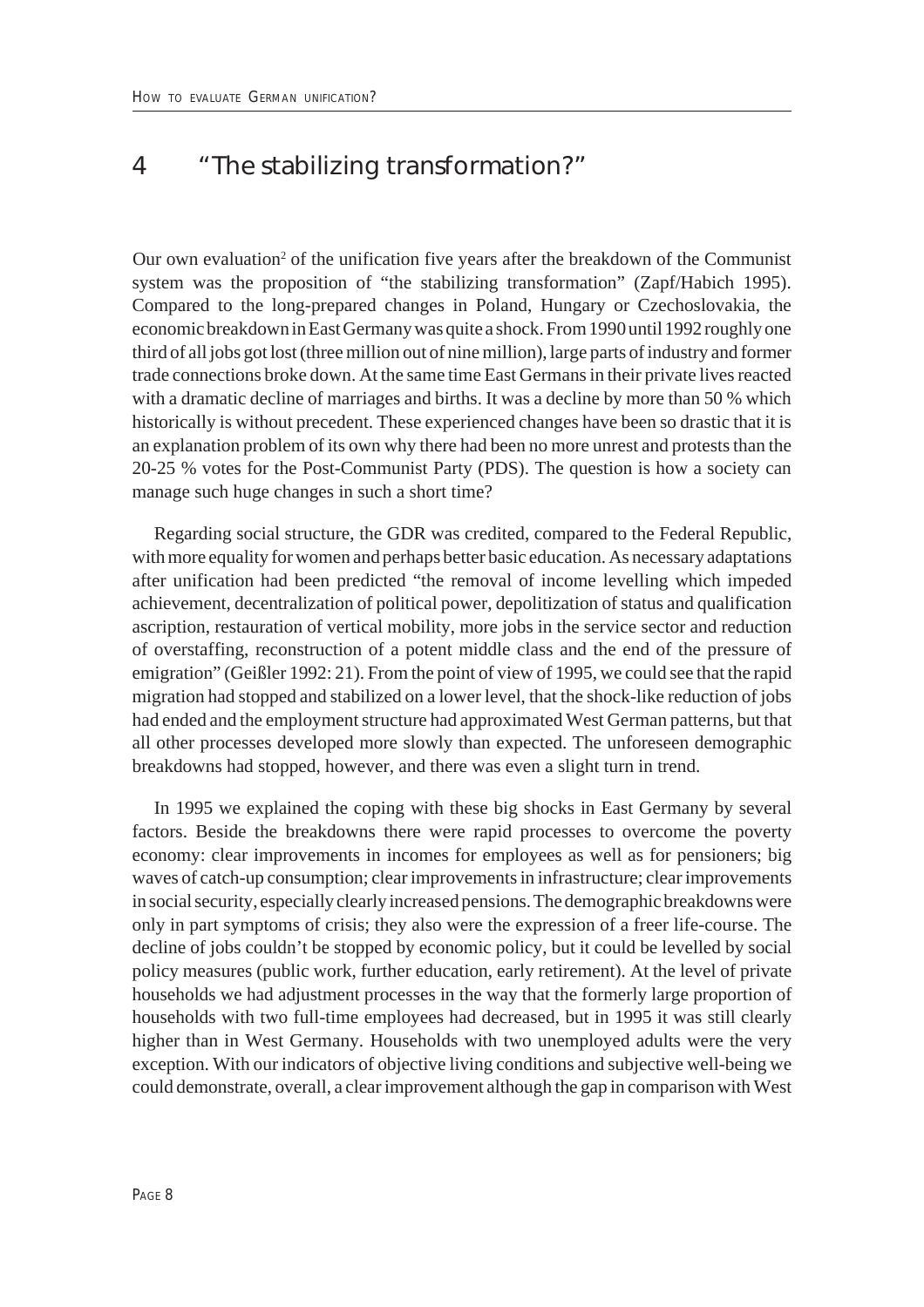## 4 "The stabilizing transformation?"

Our own evaluation[2] of the unification five years after the breakdown of the Communist system was the proposition of "the stabilizing transformation" (Zapf/Habich 1995). Compared to the long-prepared changes in Poland, Hungary or Czechoslovakia, the economic breakdown in East Germany was quite a shock. From 1990 until 1992 roughly one third of all jobs got lost (three million out of nine million), large parts of industry and former trade connections broke down. At the same time East Germans in their private lives reacted with a dramatic decline of marriages and births. It was a decline by more than 50 % which historically is without precedent. These experienced changes have been so drastic that it is an explanation problem of its own why there had been no more unrest and protests than the 20-25 % votes for the Post-Communist Party (PDS). The question is how a society can manage such huge changes in such a short time?

Regarding social structure, the GDR was credited, compared to the Federal Republic, with more equality for women and perhaps better basic education. As necessary adaptations after unification had been predicted "the removal of income levelling which impeded achievement, decentralization of political power, depolitization of status and qualification ascription, restauration of vertical mobility, more jobs in the service sector and reduction of overstaffing, reconstruction of a potent middle class and the end of the pressure of emigration" (Geißler 1992: 21). From the point of view of 1995, we could see that the rapid migration had stopped and stabilized on a lower level, that the shock-like reduction of jobs had ended and the employment structure had approximated West German patterns, but that all other processes developed more slowly than expected. The unforeseen demographic breakdowns had stopped, however, and there was even a slight turn in trend.

In 1995 we explained the coping with these big shocks in East Germany by several factors. Beside the breakdowns there were rapid processes to overcome the poverty economy: clear improvements in incomes for employees as well as for pensioners; big waves of catch-up consumption; clear improvements in infrastructure; clear improvements in social security, especially clearly increased pensions. The demographic breakdowns were only in part symptoms of crisis; they also were the expression of a freer life-course. The decline of jobs couldn't be stopped by economic policy, but it could be levelled by social policy measures (public work, further education, early retirement). At the level of private households we had adjustment processes in the way that the formerly large proportion of households with two full-time employees had decreased, but in 1995 it was still clearly higher than in West Germany. Households with two unemployed adults were the very exception. With our indicators of objective living conditions and subjective well-being we could demonstrate, overall, a clear improvement although the gap in comparison with West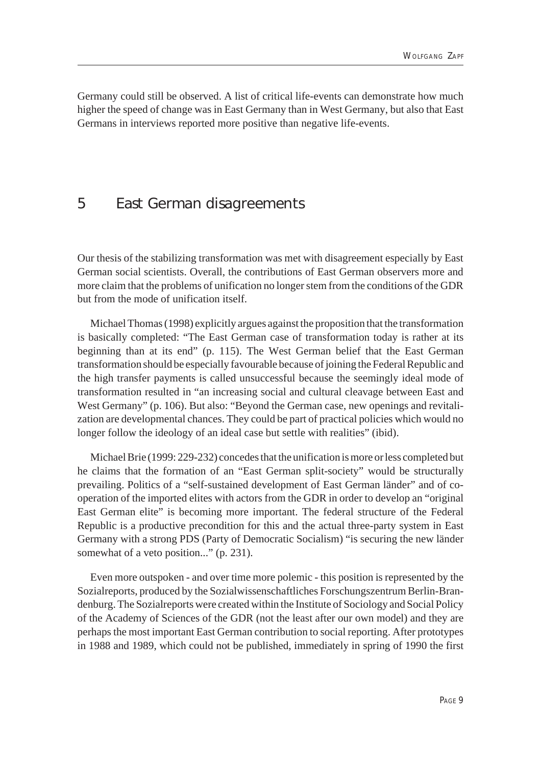Germany could still be observed. A list of critical life-events can demonstrate how much higher the speed of change was in East Germany than in West Germany, but also that East Germans in interviews reported more positive than negative life-events.

## 5 East German disagreements

Our thesis of the stabilizing transformation was met with disagreement especially by East German social scientists. Overall, the contributions of East German observers more and more claim that the problems of unification no longer stem from the conditions of the GDR but from the mode of unification itself.

Michael Thomas (1998) explicitly argues against the proposition that the transformation is basically completed: "The East German case of transformation today is rather at its beginning than at its end" (p. 115). The West German belief that the East German transformation should be especially favourable because of joining the Federal Republic and the high transfer payments is called unsuccessful because the seemingly ideal mode of transformation resulted in "an increasing social and cultural cleavage between East and West Germany" (p. 106). But also: "Beyond the German case, new openings and revitalization are developmental chances. They could be part of practical policies which would no longer follow the ideology of an ideal case but settle with realities" (ibid).

Michael Brie (1999: 229-232) concedes that the unification is more or less completed but he claims that the formation of an "East German split-society" would be structurally prevailing. Politics of a "self-sustained development of East German länder" and of co-operation of the imported elites with actors from the GDR in order to develop an "original East German elite" is becoming more important. The federal structure of the Federal Republic is a productive precondition for this and the actual three-party system in East Germany with a strong PDS (Party of Democratic Socialism) "is securing the new länder somewhat of a veto position..." (p. 231).

Even more outspoken - and over time more polemic - this position is represented by the Sozialreports, produced by the Sozialwissenschaftliches Forschungszentrum Berlin-Brandenburg. The Sozialreports were created within the Institute of Sociology and Social Policy of the Academy of Sciences of the GDR (not the least after our own model) and they are perhaps the most important East German contribution to social reporting. After prototypes in 1988 and 1989, which could not be published, immediately in spring of 1990 the first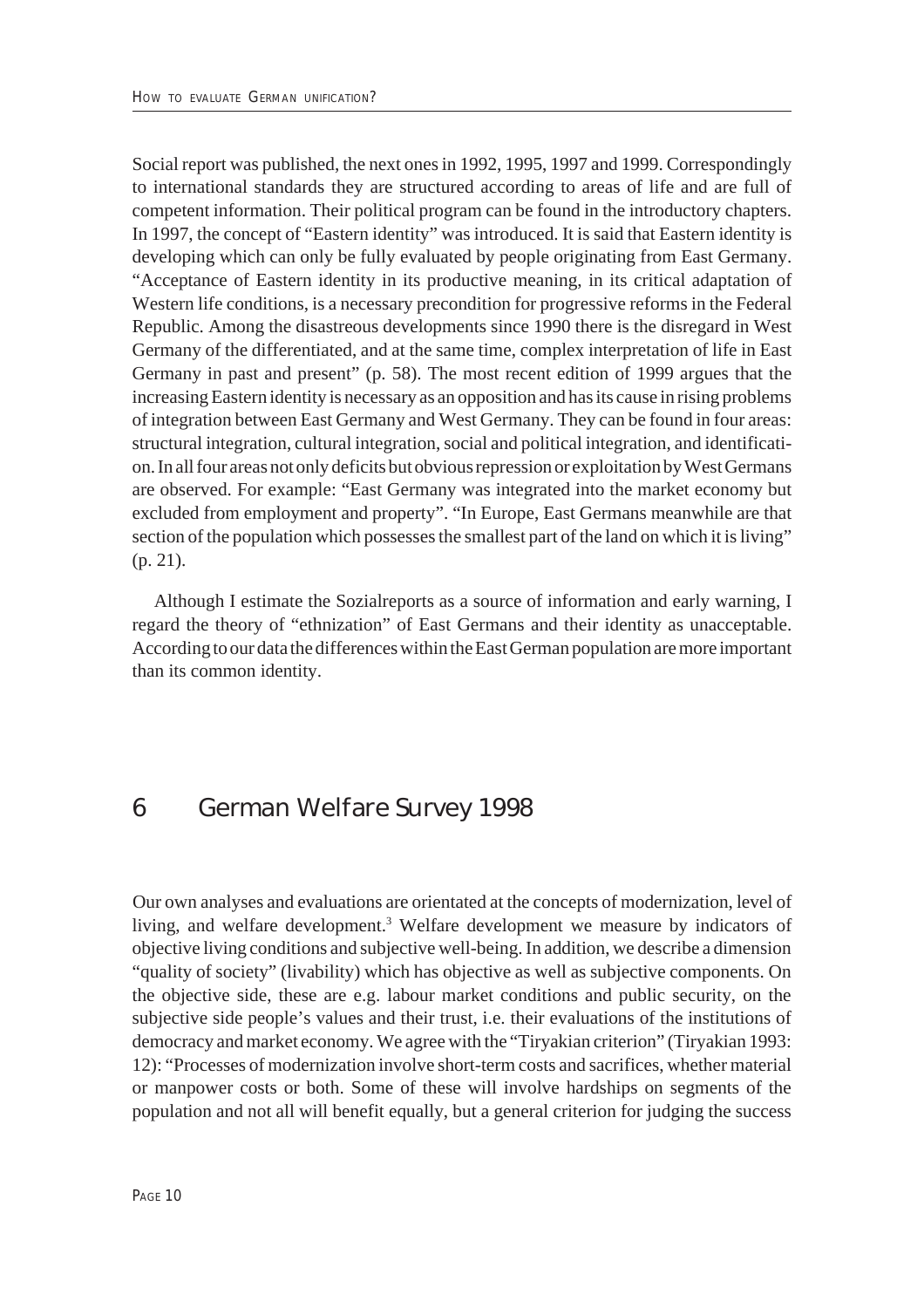Social report was published, the next ones in 1992, 1995, 1997 and 1999. Correspondingly to international standards they are structured according to areas of life and are full of competent information. Their political program can be found in the introductory chapters. In 1997, the concept of "Eastern identity" was introduced. It is said that Eastern identity is developing which can only be fully evaluated by people originating from East Germany. "Acceptance of Eastern identity in its productive meaning, in its critical adaptation of Western life conditions, is a necessary precondition for progressive reforms in the Federal Republic. Among the disastreous developments since 1990 there is the disregard in West Germany of the differentiated, and at the same time, complex interpretation of life in East Germany in past and present" (p. 58). The most recent edition of 1999 argues that the increasing Eastern identity is necessary as an opposition and has its cause in rising problems of integration between East Germany and West Germany. They can be found in four areas: structural integration, cultural integration, social and political integration, and identification. In all four areas not only deficits but obvious repression or exploitation by West Germans are observed. For example: "East Germany was integrated into the market economy but excluded from employment and property". "In Europe, East Germans meanwhile are that section of the population which possesses the smallest part of the land on which it is living" (p. 21).

Although I estimate the Sozialreports as a source of information and early warning, I regard the theory of "ethnization" of East Germans and their identity as unacceptable. According to our data the differences within the East German population are more important than its common identity.

## 6 German Welfare Survey 1998

Our own analyses and evaluations are orientated at the concepts of modernization, level of living, and welfare development.[3] Welfare development we measure by indicators of objective living conditions and subjective well-being. In addition, we describe a dimension "quality of society" (livability) which has objective as well as subjective components. On the objective side, these are e.g. labour market conditions and public security, on the subjective side people's values and their trust, i.e. their evaluations of the institutions of democracy and market economy. We agree with the "Tiryakian criterion" (Tiryakian 1993: 12): "Processes of modernization involve short-term costs and sacrifices, whether material or manpower costs or both. Some of these will involve hardships on segments of the population and not all will benefit equally, but a general criterion for judging the success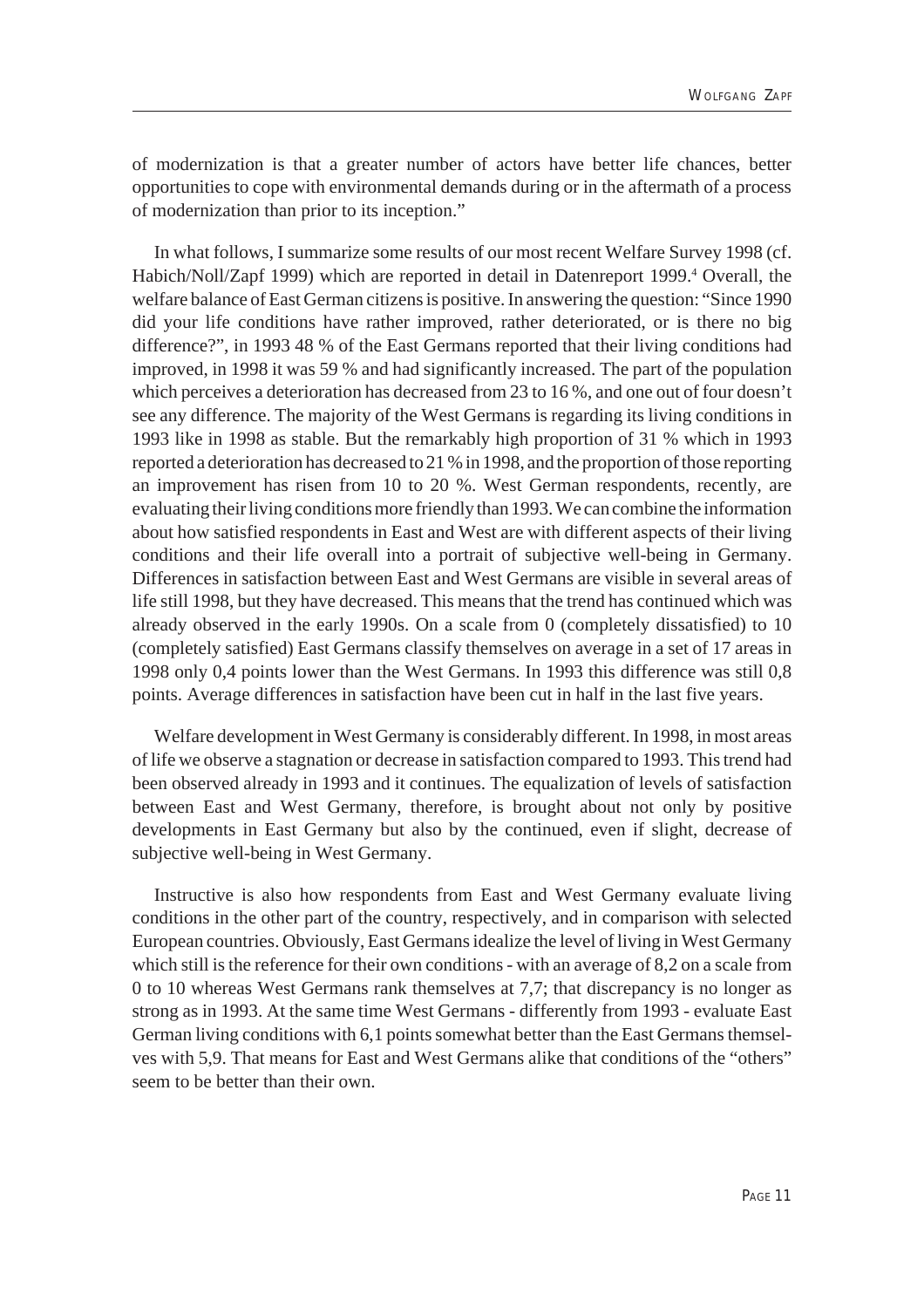of modernization is that a greater number of actors have better life chances, better opportunities to cope with environmental demands during or in the aftermath of a process of modernization than prior to its inception."

In what follows, I summarize some results of our most recent Welfare Survey 1998 (cf. Habich/Noll/Zapf 1999) which are reported in detail in Datenreport 1999.[4] Overall, the welfare balance of East German citizens is positive. In answering the question: "Since 1990 did your life conditions have rather improved, rather deteriorated, or is there no big difference?", in 1993 48 % of the East Germans reported that their living conditions had improved, in 1998 it was 59 % and had significantly increased. The part of the population which perceives a deterioration has decreased from 23 to 16 %, and one out of four doesn't see any difference. The majority of the West Germans is regarding its living conditions in 1993 like in 1998 as stable. But the remarkably high proportion of 31 % which in 1993 reported a deterioration has decreased to 21 % in 1998, and the proportion of those reporting an improvement has risen from 10 to 20 %. West German respondents, recently, are evaluating their living conditions more friendly than 1993. We can combine the information about how satisfied respondents in East and West are with different aspects of their living conditions and their life overall into a portrait of subjective well-being in Germany. Differences in satisfaction between East and West Germans are visible in several areas of life still 1998, but they have decreased. This means that the trend has continued which was already observed in the early 1990s. On a scale from 0 (completely dissatisfied) to 10 (completely satisfied) East Germans classify themselves on average in a set of 17 areas in 1998 only 0,4 points lower than the West Germans. In 1993 this difference was still 0,8 points. Average differences in satisfaction have been cut in half in the last five years.

Welfare development in West Germany is considerably different. In 1998, in most areas of life we observe a stagnation or decrease in satisfaction compared to 1993. This trend had been observed already in 1993 and it continues. The equalization of levels of satisfaction between East and West Germany, therefore, is brought about not only by positive developments in East Germany but also by the continued, even if slight, decrease of subjective well-being in West Germany.

Instructive is also how respondents from East and West Germany evaluate living conditions in the other part of the country, respectively, and in comparison with selected European countries. Obviously, East Germans idealize the level of living in West Germany which still is the reference for their own conditions - with an average of 8,2 on a scale from 0 to 10 whereas West Germans rank themselves at 7,7; that discrepancy is no longer as strong as in 1993. At the same time West Germans - differently from 1993 - evaluate East German living conditions with 6,1 points somewhat better than the East Germans themselves with 5,9. That means for East and West Germans alike that conditions of the "others" seem to be better than their own.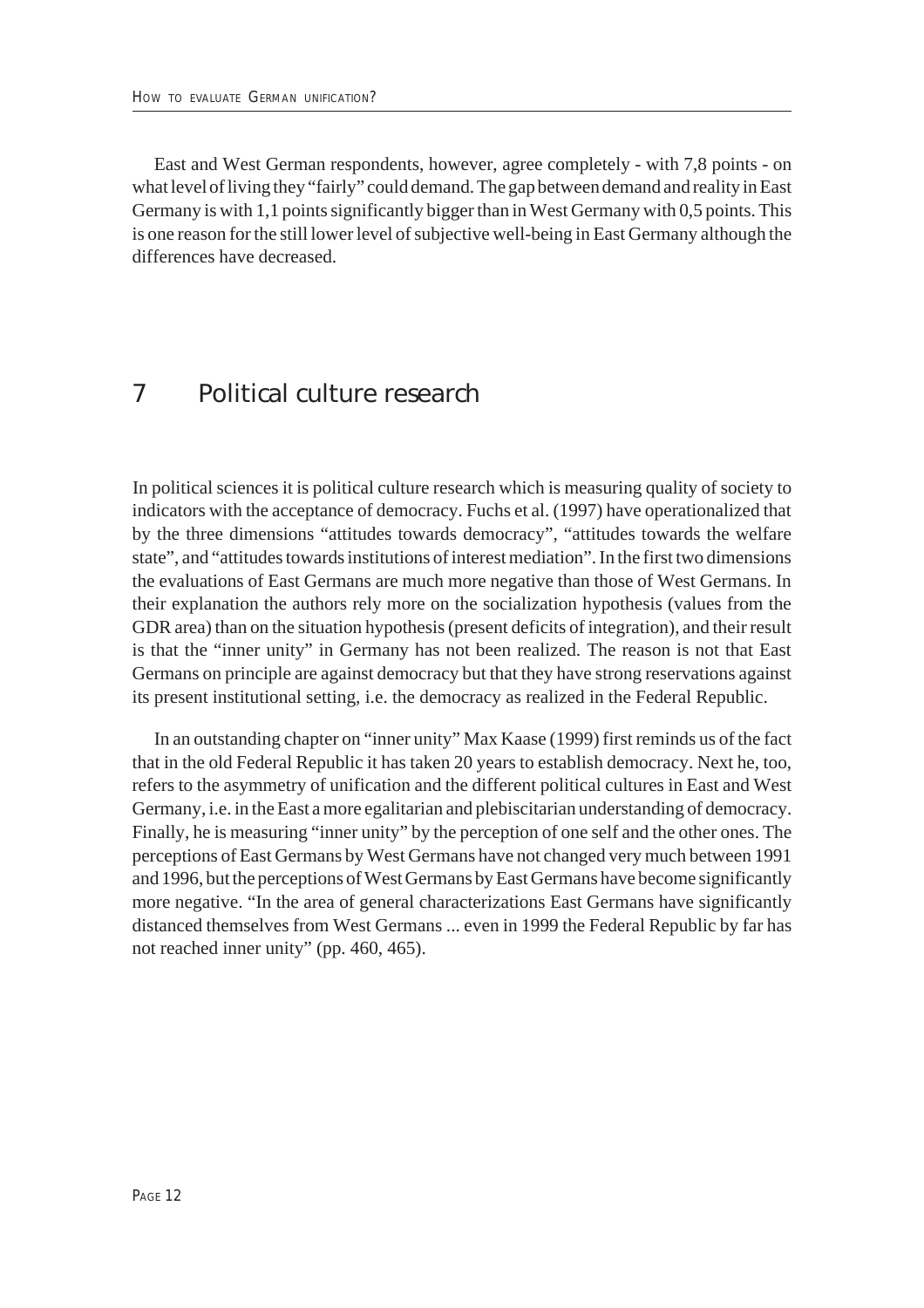East and West German respondents, however, agree completely - with 7,8 points - on what level of living they "fairly" could demand. The gap between demand and reality in East Germany is with 1,1 points significantly bigger than in West Germany with 0,5 points. This is one reason for the still lower level of subjective well-being in East Germany although the differences have decreased.

## 7 Political culture research

In political sciences it is political culture research which is measuring quality of society to indicators with the acceptance of democracy. Fuchs et al. (1997) have operationalized that by the three dimensions "attitudes towards democracy", "attitudes towards the welfare state", and "attitudes towards institutions of interest mediation". In the first two dimensions the evaluations of East Germans are much more negative than those of West Germans. In their explanation the authors rely more on the socialization hypothesis (values from the GDR area) than on the situation hypothesis (present deficits of integration), and their result is that the "inner unity" in Germany has not been realized. The reason is not that East Germans on principle are against democracy but that they have strong reservations against its present institutional setting, i.e. the democracy as realized in the Federal Republic.

In an outstanding chapter on "inner unity" Max Kaase (1999) first reminds us of the fact that in the old Federal Republic it has taken 20 years to establish democracy. Next he, too, refers to the asymmetry of unification and the different political cultures in East and West Germany, i.e. in the East a more egalitarian and plebiscitarian understanding of democracy. Finally, he is measuring "inner unity" by the perception of one self and the other ones. The perceptions of East Germans by West Germans have not changed very much between 1991 and 1996, but the perceptions of West Germans by East Germans have become significantly more negative. "In the area of general characterizations East Germans have significantly distanced themselves from West Germans ... even in 1999 the Federal Republic by far has not reached inner unity" (pp. 460, 465).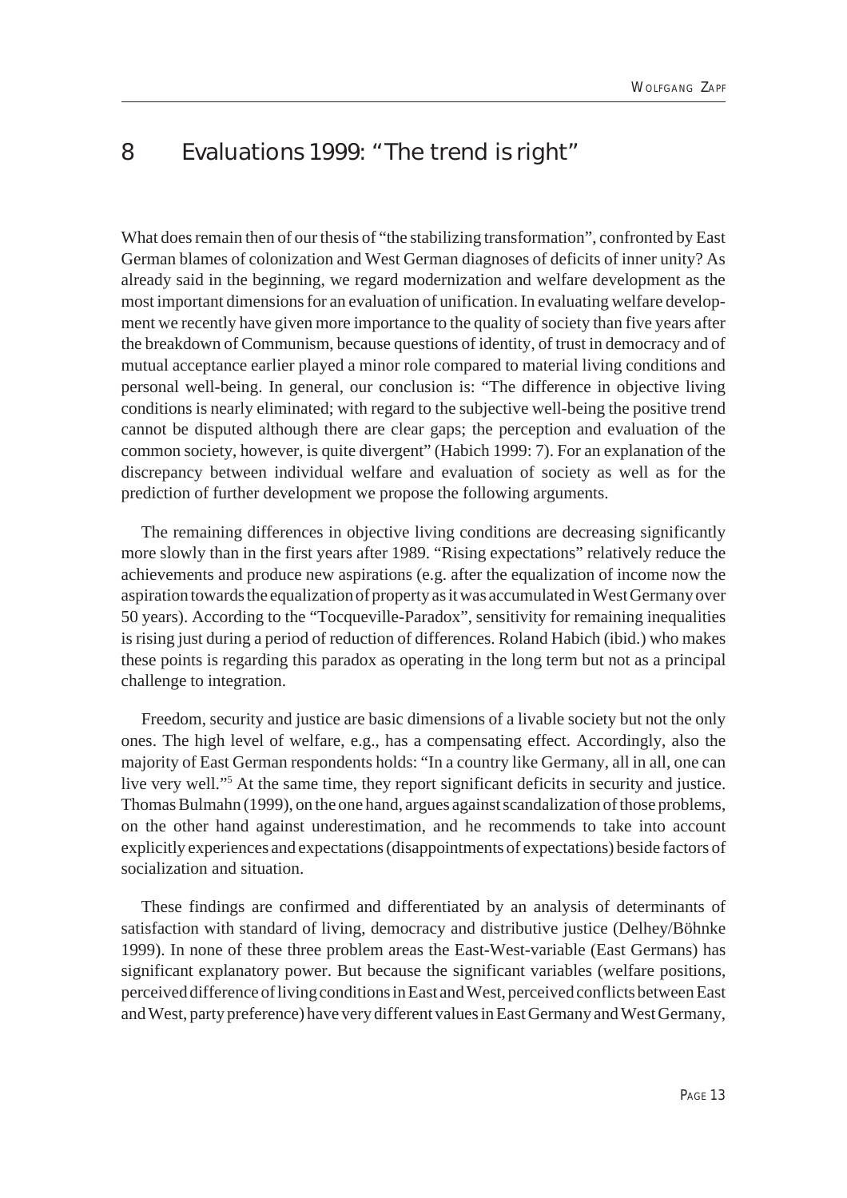## 8 Evaluations 1999: "The trend is right"

What does remain then of our thesis of "the stabilizing transformation", confronted by East German blames of colonization and West German diagnoses of deficits of inner unity? As already said in the beginning, we regard modernization and welfare development as the most important dimensions for an evaluation of unification. In evaluating welfare development we recently have given more importance to the quality of society than five years after the breakdown of Communism, because questions of identity, of trust in democracy and of mutual acceptance earlier played a minor role compared to material living conditions and personal well-being. In general, our conclusion is: "The difference in objective living conditions is nearly eliminated; with regard to the subjective well-being the positive trend cannot be disputed although there are clear gaps; the perception and evaluation of the common society, however, is quite divergent" (Habich 1999: 7). For an explanation of the discrepancy between individual welfare and evaluation of society as well as for the prediction of further development we propose the following arguments.

The remaining differences in objective living conditions are decreasing significantly more slowly than in the first years after 1989. "Rising expectations" relatively reduce the achievements and produce new aspirations (e.g. after the equalization of income now the aspiration towards the equalization of property as it was accumulated in West Germany over 50 years). According to the "Tocqueville-Paradox", sensitivity for remaining inequalities is rising just during a period of reduction of differences. Roland Habich (ibid.) who makes these points is regarding this paradox as operating in the long term but not as a principal challenge to integration.

Freedom, security and justice are basic dimensions of a livable society but not the only ones. The high level of welfare, e.g., has a compensating effect. Accordingly, also the majority of East German respondents holds: "In a country like Germany, all in all, one can live very well."[5] At the same time, they report significant deficits in security and justice. Thomas Bulmahn (1999), on the one hand, argues against scandalization of those problems, on the other hand against underestimation, and he recommends to take into account explicitly experiences and expectations (disappointments of expectations) beside factors of socialization and situation.

These findings are confirmed and differentiated by an analysis of determinants of satisfaction with standard of living, democracy and distributive justice (Delhey/Böhnke 1999). In none of these three problem areas the East-West-variable (East Germans) has significant explanatory power. But because the significant variables (welfare positions, perceived difference of living conditions in East and West, perceived conflicts between East and West, party preference) have very different values in East Germany and West Germany,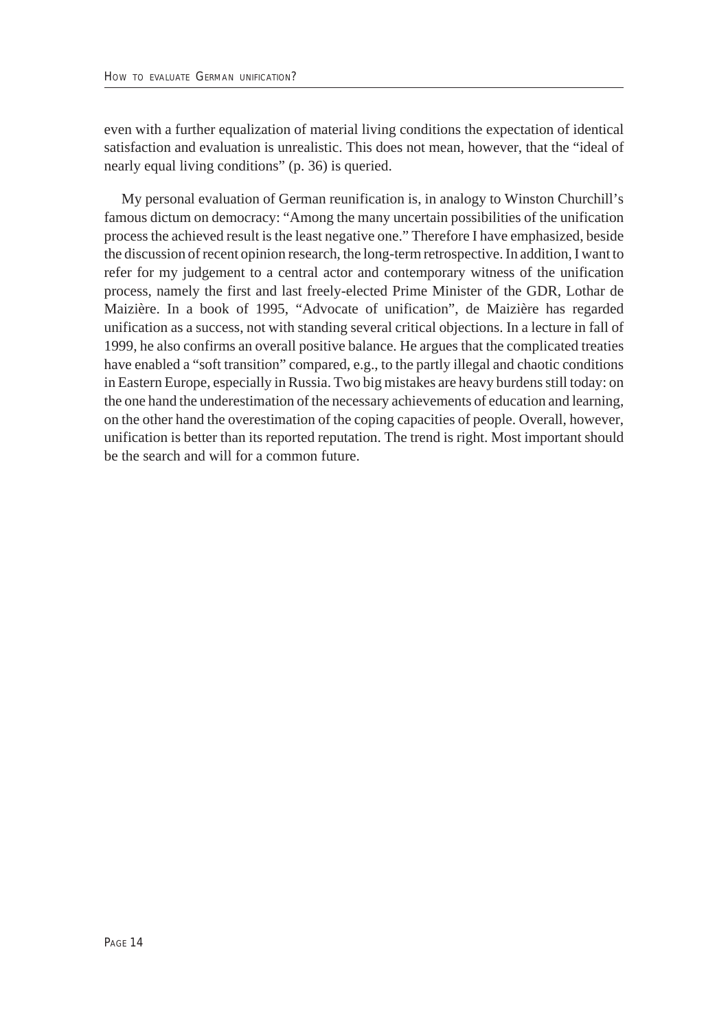even with a further equalization of material living conditions the expectation of identical satisfaction and evaluation is unrealistic. This does not mean, however, that the "ideal of nearly equal living conditions" (p. 36) is queried.

My personal evaluation of German reunification is, in analogy to Winston Churchill's famous dictum on democracy: "Among the many uncertain possibilities of the unification process the achieved result is the least negative one." Therefore I have emphasized, beside the discussion of recent opinion research, the long-term retrospective. In addition, I want to refer for my judgement to a central actor and contemporary witness of the unification process, namely the first and last freely-elected Prime Minister of the GDR, Lothar de Maizière. In a book of 1995, "Advocate of unification", de Maizière has regarded unification as a success, not with standing several critical objections. In a lecture in fall of 1999, he also confirms an overall positive balance. He argues that the complicated treaties have enabled a "soft transition" compared, e.g., to the partly illegal and chaotic conditions in Eastern Europe, especially in Russia. Two big mistakes are heavy burdens still today: on the one hand the underestimation of the necessary achievements of education and learning, on the other hand the overestimation of the coping capacities of people. Overall, however, unification is better than its reported reputation. The trend is right. Most important should be the search and will for a common future.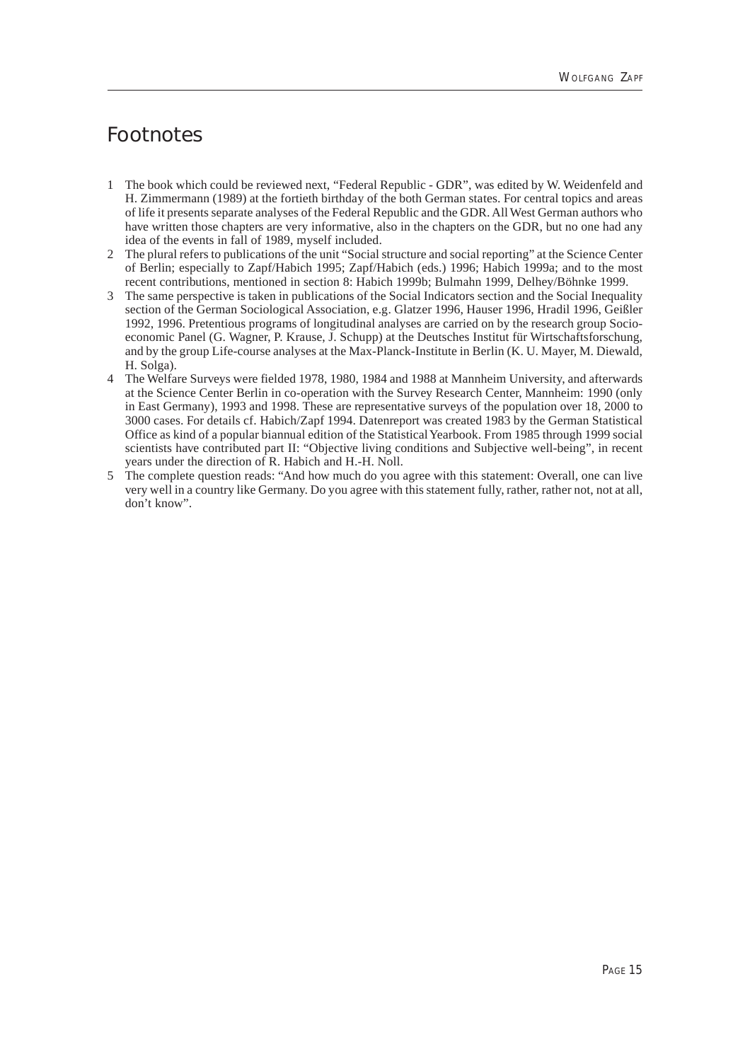## Footnotes

1 The book which could be reviewed next, “Federal Republic - GDR”, was edited by W. Weidenfeld and H. Zimmermann (1989) at the fortieth birthday of the both German states. For central topics and areas of life it presents separate analyses of the Federal Republic and the GDR. All West German authors who have written those chapters are very informative, also in the chapters on the GDR, but no one had any idea of the events in fall of 1989, myself included.

2 The plural refers to publications of the unit “Social structure and social reporting” at the Science Center of Berlin; especially to Zapf/Habich 1995; Zapf/Habich (eds.) 1996; Habich 1999a; and to the most recent contributions, mentioned in section 8: Habich 1999b; Bulmahn 1999, Delhey/Böhnke 1999.

3 The same perspective is taken in publications of the Social Indicators section and the Social Inequality section of the German Sociological Association, e.g. Glatzer 1996, Hauser 1996, Hradil 1996, Geißler 1992, 1996. Pretentious programs of longitudinal analyses are carried on by the research group Socio-economic Panel (G. Wagner, P. Krause, J. Schupp) at the Deutsches Institut für Wirtschaftsforschung, and by the group Life-course analyses at the Max-Planck-Institute in Berlin (K. U. Mayer, M. Diewald, H. Solga).

4 The Welfare Surveys were fielded 1978, 1980, 1984 and 1988 at Mannheim University, and afterwards at the Science Center Berlin in co-operation with the Survey Research Center, Mannheim: 1990 (only in East Germany), 1993 and 1998. These are representative surveys of the population over 18, 2000 to 3000 cases. For details cf. Habich/Zapf 1994. Datenreport was created 1983 by the German Statistical Office as kind of a popular biannual edition of the Statistical Yearbook. From 1985 through 1999 social scientists have contributed part II: “Objective living conditions and Subjective well-being”, in recent years under the direction of R. Habich and H.-H. Noll.

5 The complete question reads: “And how much do you agree with this statement: Overall, one can live very well in a country like Germany. Do you agree with this statement fully, rather, rather not, not at all, don’t know”.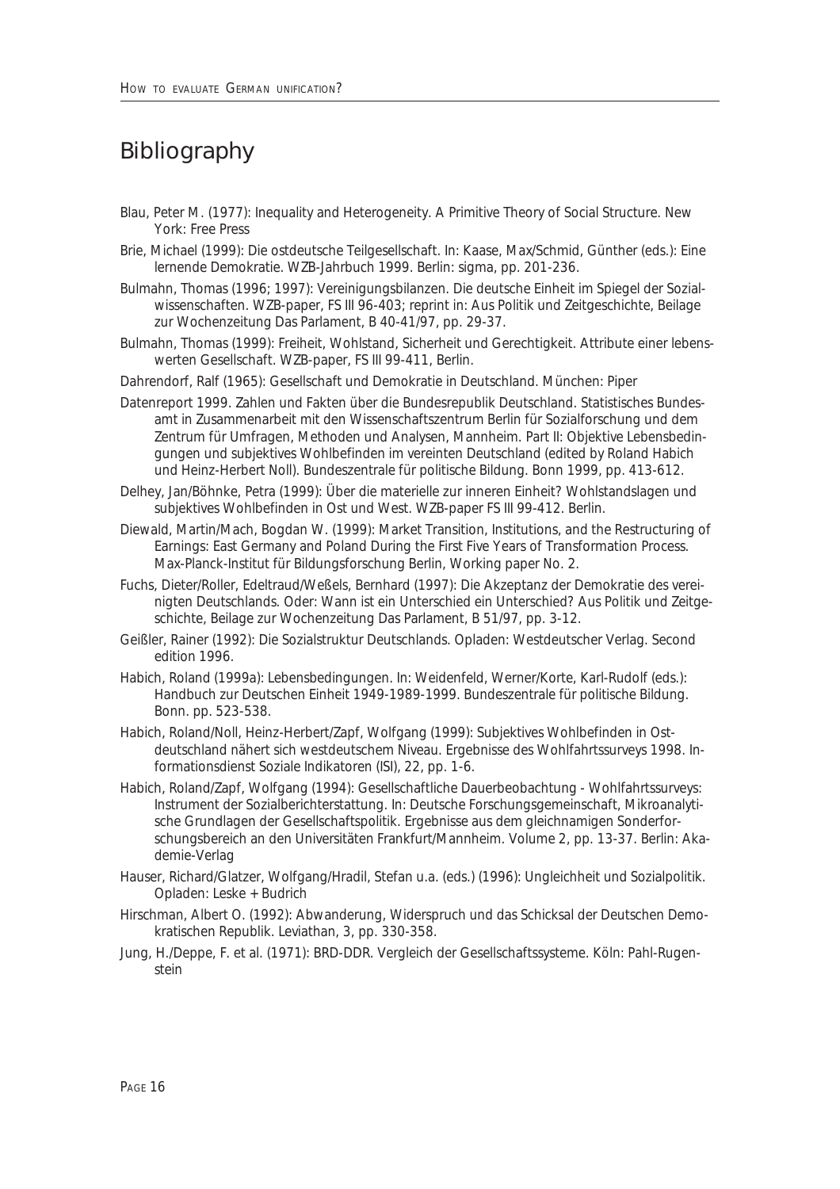# Bibliography

Blau, Peter M. (1977): Inequality and Heterogeneity. A Primitive Theory of Social Structure. New York: Free Press

Brie, Michael (1999): Die ostdeutsche Teilgesellschaft. In: Kaase, Max/Schmid, Günther (eds.): Eine lernende Demokratie. WZB-Jahrbuch 1999. Berlin: sigma, pp. 201-236.

Bulmahn, Thomas (1996; 1997): Vereinigungsbilanzen. Die deutsche Einheit im Spiegel der Sozialwissenschaften. WZB-paper, FS III 96-403; reprint in: Aus Politik und Zeitgeschichte, Beilage zur Wochenzeitung Das Parlament, B 40-41/97, pp. 29-37.

Bulmahn, Thomas (1999): Freiheit, Wohlstand, Sicherheit und Gerechtigkeit. Attribute einer lebenswerten Gesellschaft. WZB-paper, FS III 99-411, Berlin.

Dahrendorf, Ralf (1965): Gesellschaft und Demokratie in Deutschland. München: Piper

Datenreport 1999. Zahlen und Fakten über die Bundesrepublik Deutschland. Statistisches Bundesamt in Zusammenarbeit mit den Wissenschaftszentrum Berlin für Sozialforschung und dem Zentrum für Umfragen, Methoden und Analysen, Mannheim. Part II: Objektive Lebensbedingungen und subjektives Wohlbefinden im vereinten Deutschland (edited by Roland Habich und Heinz-Herbert Noll). Bundeszentrale für politische Bildung. Bonn 1999, pp. 413-612.

Delhey, Jan/Böhnke, Petra (1999): Über die materielle zur inneren Einheit? Wohlstandslagen und subjektives Wohlbefinden in Ost und West. WZB-paper FS III 99-412. Berlin.

Diewald, Martin/Mach, Bogdan W. (1999): Market Transition, Institutions, and the Restructuring of Earnings: East Germany and Poland During the First Five Years of Transformation Process. Max-Planck-Institut für Bildungsforschung Berlin, Working paper No. 2.

Fuchs, Dieter/Roller, Edeltraud/Weßels, Bernhard (1997): Die Akzeptanz der Demokratie des vereinigten Deutschlands. Oder: Wann ist ein Unterschied ein Unterschied? Aus Politik und Zeitgeschichte, Beilage zur Wochenzeitung Das Parlament, B 51/97, pp. 3-12.

Geißler, Rainer (1992): Die Sozialstruktur Deutschlands. Opladen: Westdeutscher Verlag. Second edition 1996.

Habich, Roland (1999a): Lebensbedingungen. In: Weidenfeld, Werner/Korte, Karl-Rudolf (eds.): Handbuch zur Deutschen Einheit 1949-1989-1999. Bundeszentrale für politische Bildung. Bonn. pp. 523-538.

Habich, Roland/Noll, Heinz-Herbert/Zapf, Wolfgang (1999): Subjektives Wohlbefinden in Ostdeutschland nähert sich westdeutschem Niveau. Ergebnisse des Wohlfahrtssurveys 1998. Informationsdienst Soziale Indikatoren (ISI), 22, pp. 1-6.

Habich, Roland/Zapf, Wolfgang (1994): Gesellschaftliche Dauerbeobachtung - Wohlfahrtssurveys: Instrument der Sozialberichterstattung. In: Deutsche Forschungsgemeinschaft, Mikroanalytische Grundlagen der Gesellschaftspolitik. Ergebnisse aus dem gleichnamigen Sonderforschungsbereich an den Universitäten Frankfurt/Mannheim. Volume 2, pp. 13-37. Berlin: Akademie-Verlag

Hauser, Richard/Glatzer, Wolfgang/Hradil, Stefan u.a. (eds.) (1996): Ungleichheit und Sozialpolitik. Opladen: Leske + Budrich

Hirschman, Albert O. (1992): Abwanderung, Widerspruch und das Schicksal der Deutschen Demokratischen Republik. Leviathan, 3, pp. 330-358.

Jung, H./Deppe, F. et al. (1971): BRD-DDR. Vergleich der Gesellschaftssysteme. Köln: Pahl-Rugenstein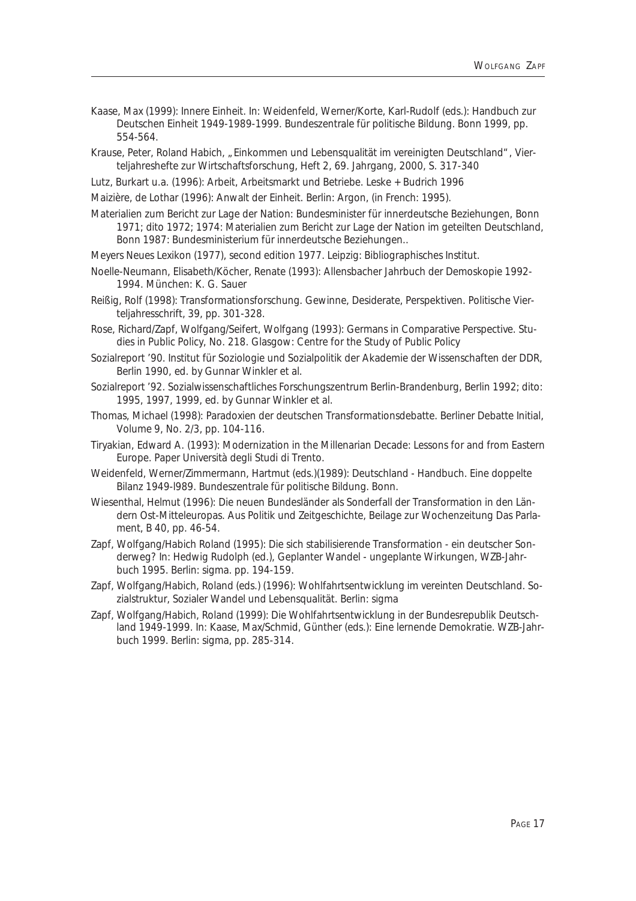Kaase, Max (1999): Innere Einheit. In: Weidenfeld, Werner/Korte, Karl-Rudolf (eds.): Handbuch zur Deutschen Einheit 1949-1989-1999. Bundeszentrale für politische Bildung. Bonn 1999, pp. 554-564.

Krause, Peter, Roland Habich, „Einkommen und Lebensqualität im vereinigten Deutschland", Vierteljahreshefte zur Wirtschaftsforschung, Heft 2, 69. Jahrgang, 2000, S. 317-340

Lutz, Burkart u.a. (1996): Arbeit, Arbeitsmarkt und Betriebe. Leske + Budrich 1996

Maizière, de Lothar (1996): Anwalt der Einheit. Berlin: Argon, (in French: 1995).

Materialien zum Bericht zur Lage der Nation: Bundesminister für innerdeutsche Beziehungen, Bonn 1971; dito 1972; 1974: Materialien zum Bericht zur Lage der Nation im geteilten Deutschland, Bonn 1987: Bundesministerium für innerdeutsche Beziehungen..

Meyers Neues Lexikon (1977), second edition 1977. Leipzig: Bibliographisches Institut.

Noelle-Neumann, Elisabeth/Köcher, Renate (1993): Allensbacher Jahrbuch der Demoskopie 1992-1994. München: K. G. Sauer

Reißig, Rolf (1998): Transformationsforschung. Gewinne, Desiderate, Perspektiven. Politische Vierteljahresschrift, 39, pp. 301-328.

Rose, Richard/Zapf, Wolfgang/Seifert, Wolfgang (1993): Germans in Comparative Perspective. Studies in Public Policy, No. 218. Glasgow: Centre for the Study of Public Policy

Sozialreport '90. Institut für Soziologie und Sozialpolitik der Akademie der Wissenschaften der DDR, Berlin 1990, ed. by Gunnar Winkler et al.

Sozialreport '92. Sozialwissenschaftliches Forschungszentrum Berlin-Brandenburg, Berlin 1992; dito: 1995, 1997, 1999, ed. by Gunnar Winkler et al.

Thomas, Michael (1998): Paradoxien der deutschen Transformationsdebatte. Berliner Debatte Initial, Volume 9, No. 2/3, pp. 104-116.

Tiryakian, Edward A. (1993): Modernization in the Millenarian Decade: Lessons for and from Eastern Europe. Paper Università degli Studi di Trento.

Weidenfeld, Werner/Zimmermann, Hartmut (eds.)(1989): Deutschland - Handbuch. Eine doppelte Bilanz 1949-l989. Bundeszentrale für politische Bildung. Bonn.

Wiesenthal, Helmut (1996): Die neuen Bundesländer als Sonderfall der Transformation in den Ländern Ost-Mitteleuropas. Aus Politik und Zeitgeschichte, Beilage zur Wochenzeitung Das Parlament, B 40, pp. 46-54.

Zapf, Wolfgang/Habich Roland (1995): Die sich stabilisierende Transformation - ein deutscher Sonderweg? In: Hedwig Rudolph (ed.), Geplanter Wandel - ungeplante Wirkungen, WZB-Jahrbuch 1995. Berlin: sigma. pp. 194-159.

Zapf, Wolfgang/Habich, Roland (eds.) (1996): Wohlfahrtsentwicklung im vereinten Deutschland. Sozialstruktur, Sozialer Wandel und Lebensqualität. Berlin: sigma

Zapf, Wolfgang/Habich, Roland (1999): Die Wohlfahrtsentwicklung in der Bundesrepublik Deutschland 1949-1999. In: Kaase, Max/Schmid, Günther (eds.): Eine lernende Demokratie. WZB-Jahrbuch 1999. Berlin: sigma, pp. 285-314.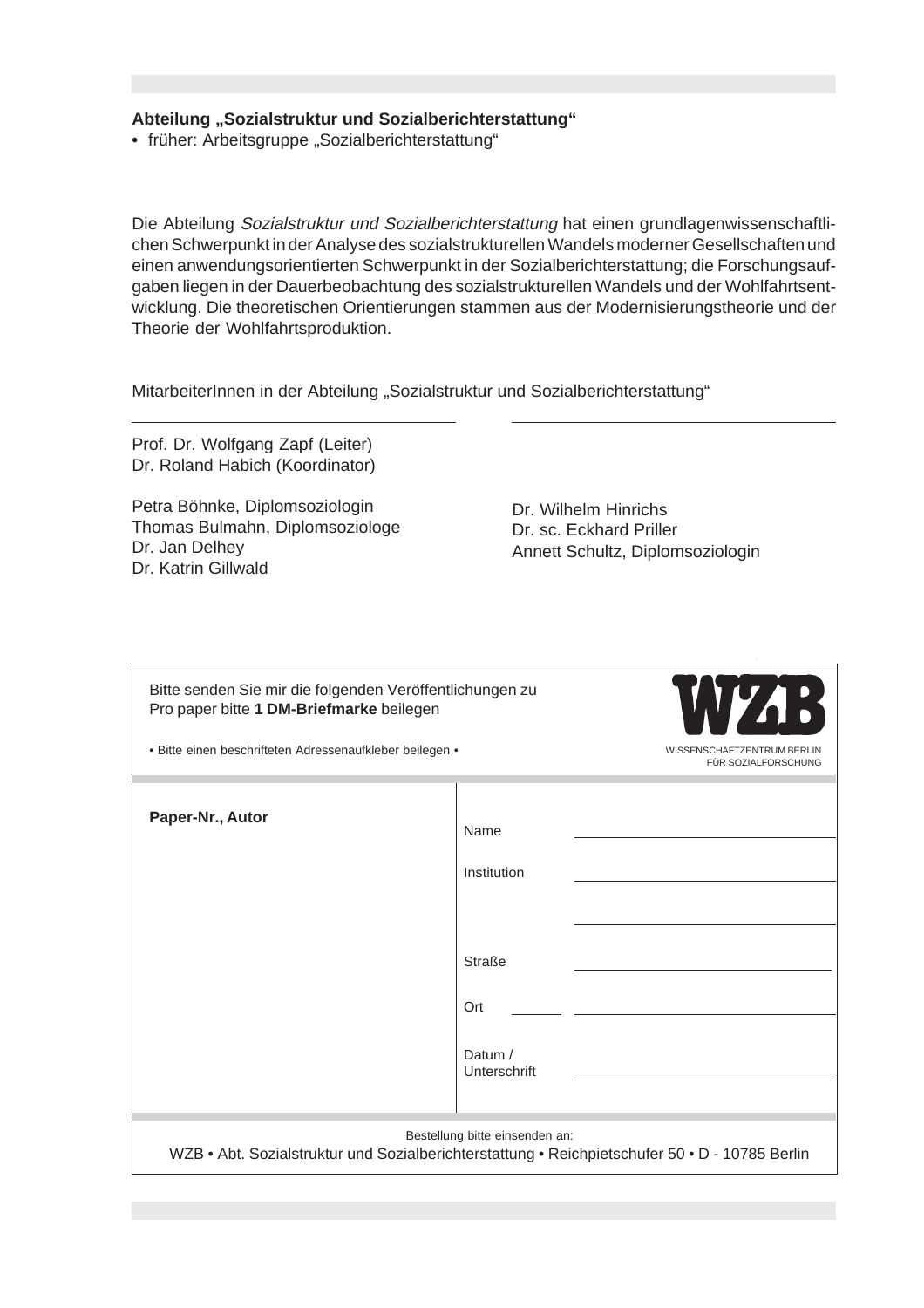**Abteilung „Sozialstruktur und Sozialberichterstattung“**

- früher: Arbeitsgruppe „Sozialberichterstattung“

Die Abteilung *Sozialstruktur und Sozialberichterstattung* hat einen grundlagenwissenschaftlichen Schwerpunkt in der Analyse des sozialstrukturellen Wandels moderner Gesellschaften und einen anwendungsorientierten Schwerpunkt in der Sozialberichterstattung; die Forschungsaufgaben liegen in der Dauerbeobachtung des sozialstrukturellen Wandels und der Wohlfahrtsentwicklung. Die theoretischen Orientierungen stammen aus der Modernisierungstheorie und der Theorie der Wohlfahrtsproduktion.

MitarbeiterInnen in der Abteilung „Sozialstruktur und Sozialberichterstattung“

Prof. Dr. Wolfgang Zapf (Leiter)
Dr. Roland Habich (Koordinator)

Petra Böhnke, Diplomsoziologin
Thomas Bulmahn, Diplomsoziologe
Dr. Jan Delhey
Dr. Katrin Gillwald

Dr. Wilhelm Hinrichs
Dr. sc. Eckhard Priller
Annett Schultz, Diplomsoziologin

Bitte senden Sie mir die folgenden Veröffentlichungen zu
Pro paper bitte **1 DM-Briefmarke** beilegen

• Bitte einen beschrifteten Adressenaufkleber beilegen •

WZB
WISSENSCHAFTZENTRUM BERLIN
FÜR SOZIALFORSCHUNG

**Paper-Nr., Autor**

Name ____________________

Institution ____________________

____________________

Straße ____________________

Ort ______ ____________________

Datum / Unterschrift ____________________

Bestellung bitte einsenden an:
WZB • Abt. Sozialstruktur und Sozialberichterstattung • Reichpietschufer 50 • D - 10785 Berlin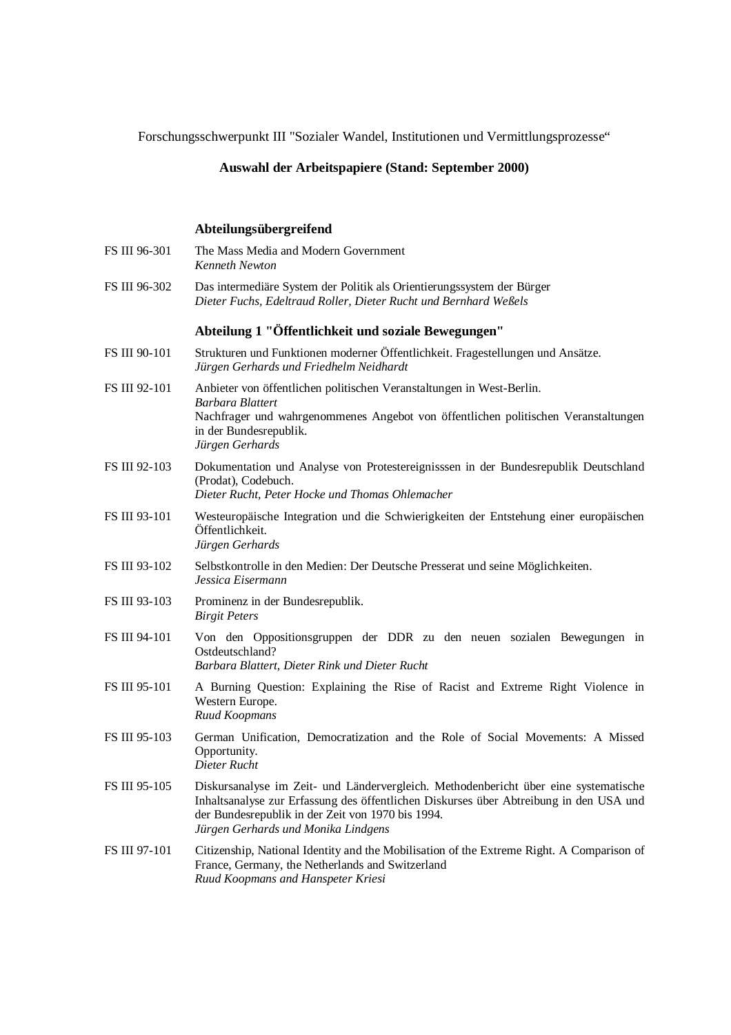Forschungsschwerpunkt III "Sozialer Wandel, Institutionen und Vermittlungsprozesse"

**Auswahl der Arbeitspapiere (Stand: September 2000)**

### Abteilungsübergreifend

FS III 96-301 The Mass Media and Modern Government
*Kenneth Newton*

FS III 96-302 Das intermediäre System der Politik als Orientierungssystem der Bürger
*Dieter Fuchs, Edeltraud Roller, Dieter Rucht und Bernhard Weßels*

### Abteilung 1 "Öffentlichkeit und soziale Bewegungen"

FS III 90-101 Strukturen und Funktionen moderner Öffentlichkeit. Fragestellungen und Ansätze.
*Jürgen Gerhards und Friedhelm Neidhardt*

FS III 92-101 Anbieter von öffentlichen politischen Veranstaltungen in West-Berlin.
*Barbara Blattert*
Nachfrager und wahrgenommenes Angebot von öffentlichen politischen Veranstaltungen in der Bundesrepublik.
*Jürgen Gerhards*

FS III 92-103 Dokumentation und Analyse von Protestereignisssen in der Bundesrepublik Deutschland (Prodat), Codebuch.
*Dieter Rucht, Peter Hocke und Thomas Ohlemacher*

FS III 93-101 Westeuropäische Integration und die Schwierigkeiten der Entstehung einer europäischen Öffentlichkeit.
*Jürgen Gerhards*

FS III 93-102 Selbstkontrolle in den Medien: Der Deutsche Presserat und seine Möglichkeiten.
*Jessica Eisermann*

FS III 93-103 Prominenz in der Bundesrepublik.
*Birgit Peters*

FS III 94-101 Von den Oppositionsgruppen der DDR zu den neuen sozialen Bewegungen in Ostdeutschland?
*Barbara Blattert, Dieter Rink und Dieter Rucht*

FS III 95-101 A Burning Question: Explaining the Rise of Racist and Extreme Right Violence in Western Europe.
*Ruud Koopmans*

FS III 95-103 German Unification, Democratization and the Role of Social Movements: A Missed Opportunity.
*Dieter Rucht*

FS III 95-105 Diskursanalyse im Zeit- und Ländervergleich. Methodenbericht über eine systematische Inhaltsanalyse zur Erfassung des öffentlichen Diskurses über Abtreibung in den USA und der Bundesrepublik in der Zeit von 1970 bis 1994.
*Jürgen Gerhards und Monika Lindgens*

FS III 97-101 Citizenship, National Identity and the Mobilisation of the Extreme Right. A Comparison of France, Germany, the Netherlands and Switzerland
*Ruud Koopmans and Hanspeter Kriesi*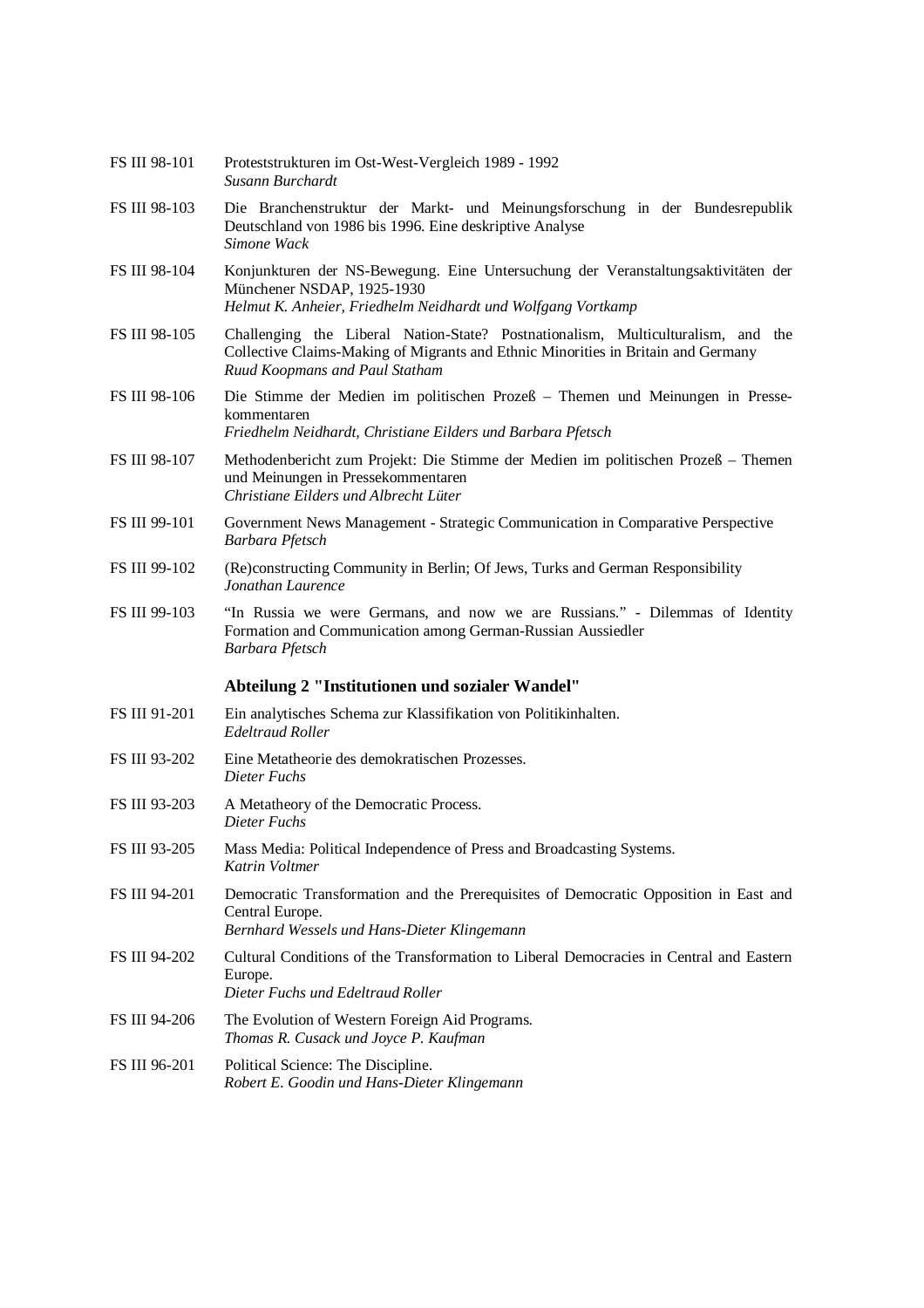FS III 98-101 Proteststrukturen im Ost-West-Vergleich 1989 - 1992
*Susann Burchardt*

FS III 98-103 Die Branchenstruktur der Markt- und Meinungsforschung in der Bundesrepublik Deutschland von 1986 bis 1996. Eine deskriptive Analyse
*Simone Wack*

FS III 98-104 Konjunkturen der NS-Bewegung. Eine Untersuchung der Veranstaltungsaktivitäten der Münchener NSDAP, 1925-1930
*Helmut K. Anheier, Friedhelm Neidhardt und Wolfgang Vortkamp*

FS III 98-105 Challenging the Liberal Nation-State? Postnationalism, Multiculturalism, and the Collective Claims-Making of Migrants and Ethnic Minorities in Britain and Germany
*Ruud Koopmans and Paul Statham*

FS III 98-106 Die Stimme der Medien im politischen Prozeß – Themen und Meinungen in Pressekommentaren
*Friedhelm Neidhardt, Christiane Eilders und Barbara Pfetsch*

FS III 98-107 Methodenbericht zum Projekt: Die Stimme der Medien im politischen Prozeß – Themen und Meinungen in Pressekommentaren
*Christiane Eilders und Albrecht Lüter*

FS III 99-101 Government News Management - Strategic Communication in Comparative Perspective
*Barbara Pfetsch*

FS III 99-102 (Re)constructing Community in Berlin; Of Jews, Turks and German Responsibility
*Jonathan Laurence*

FS III 99-103 "In Russia we were Germans, and now we are Russians." - Dilemmas of Identity Formation and Communication among German-Russian Aussiedler
*Barbara Pfetsch*

**Abteilung 2 "Institutionen und sozialer Wandel"**

FS III 91-201 Ein analytisches Schema zur Klassifikation von Politikinhalten.
*Edeltraud Roller*

FS III 93-202 Eine Metatheorie des demokratischen Prozesses.
*Dieter Fuchs*

FS III 93-203 A Metatheory of the Democratic Process.
*Dieter Fuchs*

FS III 93-205 Mass Media: Political Independence of Press and Broadcasting Systems.
*Katrin Voltmer*

FS III 94-201 Democratic Transformation and the Prerequisites of Democratic Opposition in East and Central Europe.
*Bernhard Wessels und Hans-Dieter Klingemann*

FS III 94-202 Cultural Conditions of the Transformation to Liberal Democracies in Central and Eastern Europe.
*Dieter Fuchs und Edeltraud Roller*

FS III 94-206 The Evolution of Western Foreign Aid Programs.
*Thomas R. Cusack und Joyce P. Kaufman*

FS III 96-201 Political Science: The Discipline.
*Robert E. Goodin und Hans-Dieter Klingemann*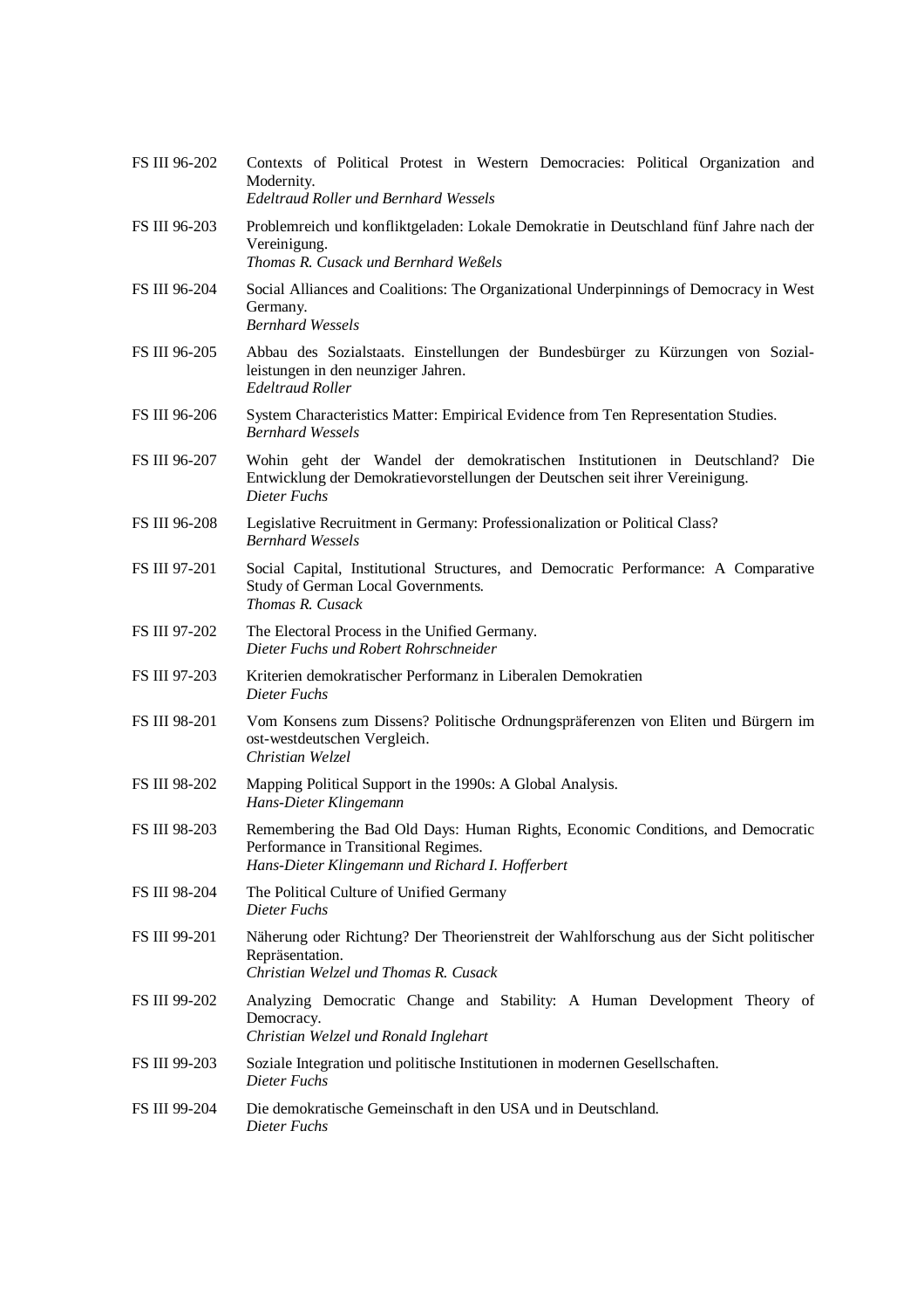FS III 96-202 Contexts of Political Protest in Western Democracies: Political Organization and Modernity.
*Edeltraud Roller und Bernhard Wessels*

FS III 96-203 Problemreich und konfliktgeladen: Lokale Demokratie in Deutschland fünf Jahre nach der Vereinigung.
*Thomas R. Cusack und Bernhard Weßels*

FS III 96-204 Social Alliances and Coalitions: The Organizational Underpinnings of Democracy in West Germany.
*Bernhard Wessels*

FS III 96-205 Abbau des Sozialstaats. Einstellungen der Bundesbürger zu Kürzungen von Sozialleistungen in den neunziger Jahren.
*Edeltraud Roller*

FS III 96-206 System Characteristics Matter: Empirical Evidence from Ten Representation Studies.
*Bernhard Wessels*

FS III 96-207 Wohin geht der Wandel der demokratischen Institutionen in Deutschland? Die Entwicklung der Demokratievorstellungen der Deutschen seit ihrer Vereinigung.
*Dieter Fuchs*

FS III 96-208 Legislative Recruitment in Germany: Professionalization or Political Class?
*Bernhard Wessels*

FS III 97-201 Social Capital, Institutional Structures, and Democratic Performance: A Comparative Study of German Local Governments.
*Thomas R. Cusack*

FS III 97-202 The Electoral Process in the Unified Germany.
*Dieter Fuchs und Robert Rohrschneider*

FS III 97-203 Kriterien demokratischer Performanz in Liberalen Demokratien
*Dieter Fuchs*

FS III 98-201 Vom Konsens zum Dissens? Politische Ordnungspräferenzen von Eliten und Bürgern im ost-westdeutschen Vergleich.
*Christian Welzel*

FS III 98-202 Mapping Political Support in the 1990s: A Global Analysis.
*Hans-Dieter Klingemann*

FS III 98-203 Remembering the Bad Old Days: Human Rights, Economic Conditions, and Democratic Performance in Transitional Regimes.
*Hans-Dieter Klingemann und Richard I. Hofferbert*

FS III 98-204 The Political Culture of Unified Germany
*Dieter Fuchs*

FS III 99-201 Näherung oder Richtung? Der Theorienstreit der Wahlforschung aus der Sicht politischer Repräsentation.
*Christian Welzel und Thomas R. Cusack*

FS III 99-202 Analyzing Democratic Change and Stability: A Human Development Theory of Democracy.
*Christian Welzel und Ronald Inglehart*

FS III 99-203 Soziale Integration und politische Institutionen in modernen Gesellschaften.
*Dieter Fuchs*

FS III 99-204 Die demokratische Gemeinschaft in den USA und in Deutschland.
*Dieter Fuchs*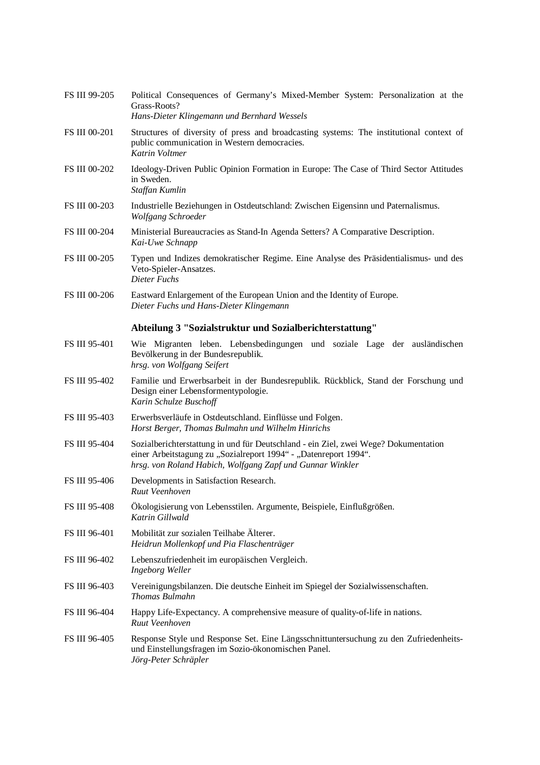FS III 99-205 Political Consequences of Germany's Mixed-Member System: Personalization at the Grass-Roots?
*Hans-Dieter Klingemann und Bernhard Wessels*

FS III 00-201 Structures of diversity of press and broadcasting systems: The institutional context of public communication in Western democracies.
*Katrin Voltmer*

FS III 00-202 Ideology-Driven Public Opinion Formation in Europe: The Case of Third Sector Attitudes in Sweden.
*Staffan Kumlin*

FS III 00-203 Industrielle Beziehungen in Ostdeutschland: Zwischen Eigensinn und Paternalismus.
*Wolfgang Schroeder*

FS III 00-204 Ministerial Bureaucracies as Stand-In Agenda Setters? A Comparative Description.
*Kai-Uwe Schnapp*

FS III 00-205 Typen und Indizes demokratischer Regime. Eine Analyse des Präsidentialismus- und des Veto-Spieler-Ansatzes.
*Dieter Fuchs*

FS III 00-206 Eastward Enlargement of the European Union and the Identity of Europe.
*Dieter Fuchs und Hans-Dieter Klingemann*

### Abteilung 3 "Sozialstruktur und Sozialberichterstattung"

FS III 95-401 Wie Migranten leben. Lebensbedingungen und soziale Lage der ausländischen Bevölkerung in der Bundesrepublik.
*hrsg. von Wolfgang Seifert*

FS III 95-402 Familie und Erwerbsarbeit in der Bundesrepublik. Rückblick, Stand der Forschung und Design einer Lebensformentypologie.
*Karin Schulze Buschoff*

FS III 95-403 Erwerbsverläufe in Ostdeutschland. Einflüsse und Folgen.
*Horst Berger, Thomas Bulmahn und Wilhelm Hinrichs*

FS III 95-404 Sozialberichterstattung in und für Deutschland - ein Ziel, zwei Wege? Dokumentation einer Arbeitstagung zu „Sozialreport 1994" - „Datenreport 1994".
*hrsg. von Roland Habich, Wolfgang Zapf und Gunnar Winkler*

FS III 95-406 Developments in Satisfaction Research.
*Ruut Veenhoven*

FS III 95-408 Ökologisierung von Lebensstilen. Argumente, Beispiele, Einflußgrößen.
*Katrin Gillwald*

FS III 96-401 Mobilität zur sozialen Teilhabe Älterer.
*Heidrun Mollenkopf und Pia Flaschenträger*

FS III 96-402 Lebenszufriedenheit im europäischen Vergleich.
*Ingeborg Weller*

FS III 96-403 Vereinigungsbilanzen. Die deutsche Einheit im Spiegel der Sozialwissenschaften.
*Thomas Bulmahn*

FS III 96-404 Happy Life-Expectancy. A comprehensive measure of quality-of-life in nations.
*Ruut Veenhoven*

FS III 96-405 Response Style und Response Set. Eine Längsschnittuntersuchung zu den Zufriedenheits- und Einstellungsfragen im Sozio-ökonomischen Panel.
*Jörg-Peter Schräpler*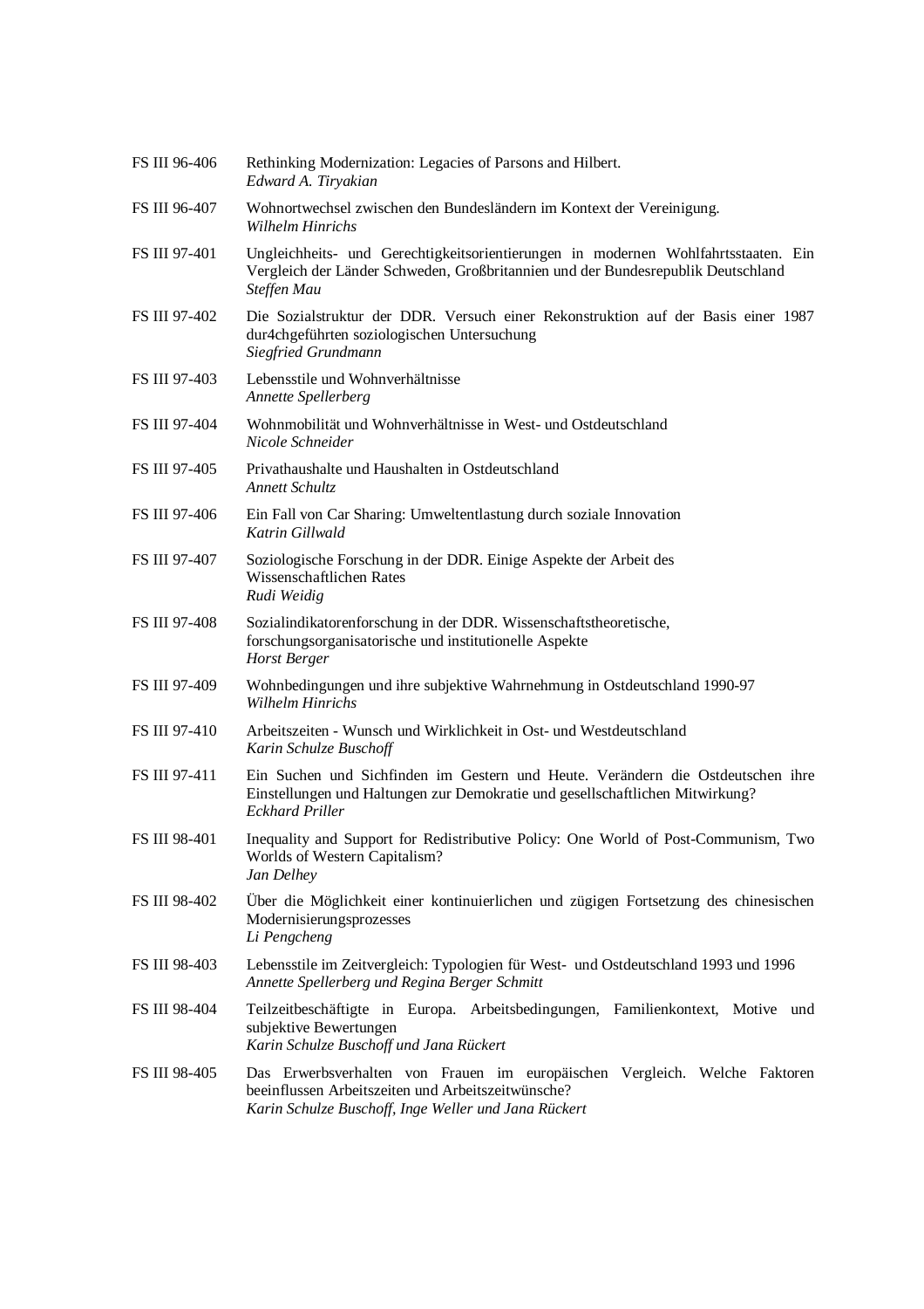FS III 96-406 Rethinking Modernization: Legacies of Parsons and Hilbert.
*Edward A. Tiryakian*

FS III 96-407 Wohnortwechsel zwischen den Bundesländern im Kontext der Vereinigung.
*Wilhelm Hinrichs*

FS III 97-401 Ungleichheits- und Gerechtigkeitsorientierungen in modernen Wohlfahrtsstaaten. Ein Vergleich der Länder Schweden, Großbritannien und der Bundesrepublik Deutschland
*Steffen Mau*

FS III 97-402 Die Sozialstruktur der DDR. Versuch einer Rekonstruktion auf der Basis einer 1987 dur4chgeführten soziologischen Untersuchung
*Siegfried Grundmann*

FS III 97-403 Lebensstile und Wohnverhältnisse
*Annette Spellerberg*

FS III 97-404 Wohnmobilität und Wohnverhältnisse in West- und Ostdeutschland
*Nicole Schneider*

FS III 97-405 Privathaushalte und Haushalten in Ostdeutschland
*Annett Schultz*

FS III 97-406 Ein Fall von Car Sharing: Umweltentlastung durch soziale Innovation
*Katrin Gillwald*

FS III 97-407 Soziologische Forschung in der DDR. Einige Aspekte der Arbeit des Wissenschaftlichen Rates
*Rudi Weidig*

FS III 97-408 Sozialindikatorenforschung in der DDR. Wissenschaftstheoretische, forschungsorganisatorische und institutionelle Aspekte
*Horst Berger*

FS III 97-409 Wohnbedingungen und ihre subjektive Wahrnehmung in Ostdeutschland 1990-97
*Wilhelm Hinrichs*

FS III 97-410 Arbeitszeiten - Wunsch und Wirklichkeit in Ost- und Westdeutschland
*Karin Schulze Buschoff*

FS III 97-411 Ein Suchen und Sichfinden im Gestern und Heute. Verändern die Ostdeutschen ihre Einstellungen und Haltungen zur Demokratie und gesellschaftlichen Mitwirkung?
*Eckhard Priller*

FS III 98-401 Inequality and Support for Redistributive Policy: One World of Post-Communism, Two Worlds of Western Capitalism?
*Jan Delhey*

FS III 98-402 Über die Möglichkeit einer kontinuierlichen und zügigen Fortsetzung des chinesischen Modernisierungsprozesses
*Li Pengcheng*

FS III 98-403 Lebensstile im Zeitvergleich: Typologien für West- und Ostdeutschland 1993 und 1996
*Annette Spellerberg und Regina Berger Schmitt*

FS III 98-404 Teilzeitbeschäftigte in Europa. Arbeitsbedingungen, Familienkontext, Motive und subjektive Bewertungen
*Karin Schulze Buschoff und Jana Rückert*

FS III 98-405 Das Erwerbsverhalten von Frauen im europäischen Vergleich. Welche Faktoren beeinflussen Arbeitszeiten und Arbeitszeitwünsche?
*Karin Schulze Buschoff, Inge Weller und Jana Rückert*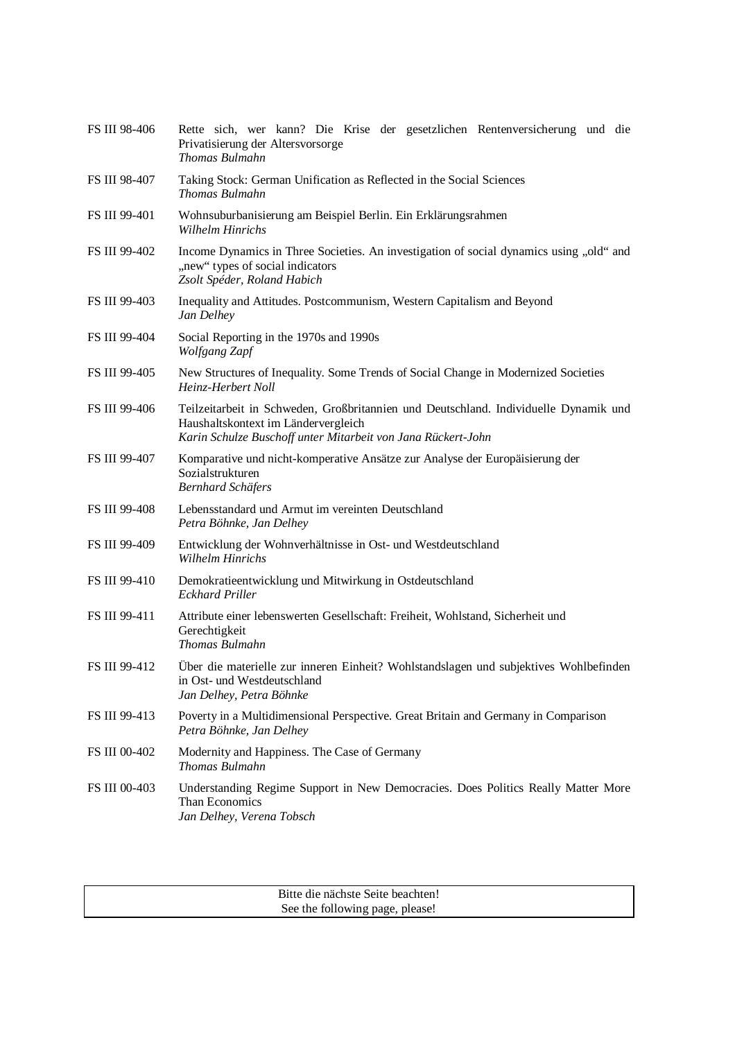| | |
|---|---|
| FS III 98-406 | Rette sich, wer kann? Die Krise der gesetzlichen Rentenversicherung und die Privatisierung der Altersvorsorge<br>*Thomas Bulmahn* |
| FS III 98-407 | Taking Stock: German Unification as Reflected in the Social Sciences<br>*Thomas Bulmahn* |
| FS III 99-401 | Wohnsuburbanisierung am Beispiel Berlin. Ein Erklärungsrahmen<br>*Wilhelm Hinrichs* |
| FS III 99-402 | Income Dynamics in Three Societies. An investigation of social dynamics using „old“ and „new“ types of social indicators<br>*Zsolt Spéder, Roland Habich* |
| FS III 99-403 | Inequality and Attitudes. Postcommunism, Western Capitalism and Beyond<br>*Jan Delhey* |
| FS III 99-404 | Social Reporting in the 1970s and 1990s<br>*Wolfgang Zapf* |
| FS III 99-405 | New Structures of Inequality. Some Trends of Social Change in Modernized Societies<br>*Heinz-Herbert Noll* |
| FS III 99-406 | Teilzeitarbeit in Schweden, Großbritannien und Deutschland. Individuelle Dynamik und Haushaltskontext im Ländervergleich<br>*Karin Schulze Buschoff unter Mitarbeit von Jana Rückert-John* |
| FS III 99-407 | Komparative und nicht-komperative Ansätze zur Analyse der Europäisierung der Sozialstrukturen<br>*Bernhard Schäfers* |
| FS III 99-408 | Lebensstandard und Armut im vereinten Deutschland<br>*Petra Böhnke, Jan Delhey* |
| FS III 99-409 | Entwicklung der Wohnverhältnisse in Ost- und Westdeutschland<br>*Wilhelm Hinrichs* |
| FS III 99-410 | Demokratieentwicklung und Mitwirkung in Ostdeutschland<br>*Eckhard Priller* |
| FS III 99-411 | Attribute einer lebenswerten Gesellschaft: Freiheit, Wohlstand, Sicherheit und Gerechtigkeit<br>*Thomas Bulmahn* |
| FS III 99-412 | Über die materielle zur inneren Einheit? Wohlstandslagen und subjektives Wohlbefinden in Ost- und Westdeutschland<br>*Jan Delhey, Petra Böhnke* |
| FS III 99-413 | Poverty in a Multidimensional Perspective. Great Britain and Germany in Comparison<br>*Petra Böhnke, Jan Delhey* |
| FS III 00-402 | Modernity and Happiness. The Case of Germany<br>*Thomas Bulmahn* |
| FS III 00-403 | Understanding Regime Support in New Democracies. Does Politics Really Matter More Than Economics<br>*Jan Delhey, Verena Tobsch* |

Bitte die nächste Seite beachten!
See the following page, please!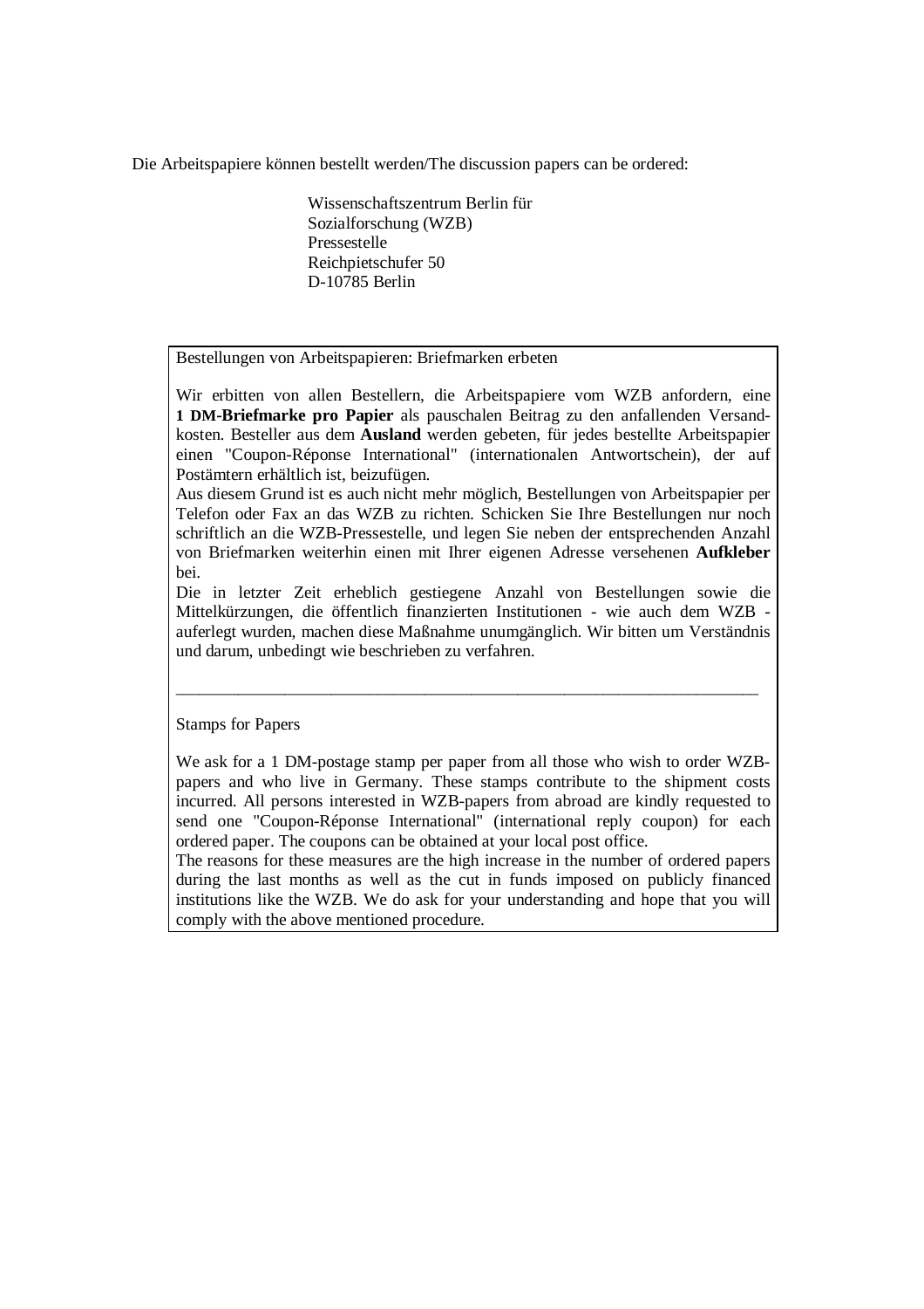Die Arbeitspapiere können bestellt werden/The discussion papers can be ordered:

Wissenschaftszentrum Berlin für
Sozialforschung (WZB)
Pressestelle
Reichpietschufer 50
D-10785 Berlin

Bestellungen von Arbeitspapieren: Briefmarken erbeten

Wir erbitten von allen Bestellern, die Arbeitspapiere vom WZB anfordern, eine **1 DM-Briefmarke pro Papier** als pauschalen Beitrag zu den anfallenden Versandkosten. Besteller aus dem **Ausland** werden gebeten, für jedes bestellte Arbeitspapier einen "Coupon-Réponse International" (internationalen Antwortschein), der auf Postämtern erhältlich ist, beizufügen.
Aus diesem Grund ist es auch nicht mehr möglich, Bestellungen von Arbeitspapier per Telefon oder Fax an das WZB zu richten. Schicken Sie Ihre Bestellungen nur noch schriftlich an die WZB-Pressestelle, und legen Sie neben der entsprechenden Anzahl von Briefmarken weiterhin einen mit Ihrer eigenen Adresse versehenen **Aufkleber** bei.
Die in letzter Zeit erheblich gestiegene Anzahl von Bestellungen sowie die Mittelkürzungen, die öffentlich finanzierten Institutionen - wie auch dem WZB - auferlegt wurden, machen diese Maßnahme unumgänglich. Wir bitten um Verständnis und darum, unbedingt wie beschrieben zu verfahren.

---

Stamps for Papers

We ask for a 1 DM-postage stamp per paper from all those who wish to order WZB-papers and who live in Germany. These stamps contribute to the shipment costs incurred. All persons interested in WZB-papers from abroad are kindly requested to send one "Coupon-Réponse International" (international reply coupon) for each ordered paper. The coupons can be obtained at your local post office.
The reasons for these measures are the high increase in the number of ordered papers during the last months as well as the cut in funds imposed on publicly financed institutions like the WZB. We do ask for your understanding and hope that you will comply with the above mentioned procedure.